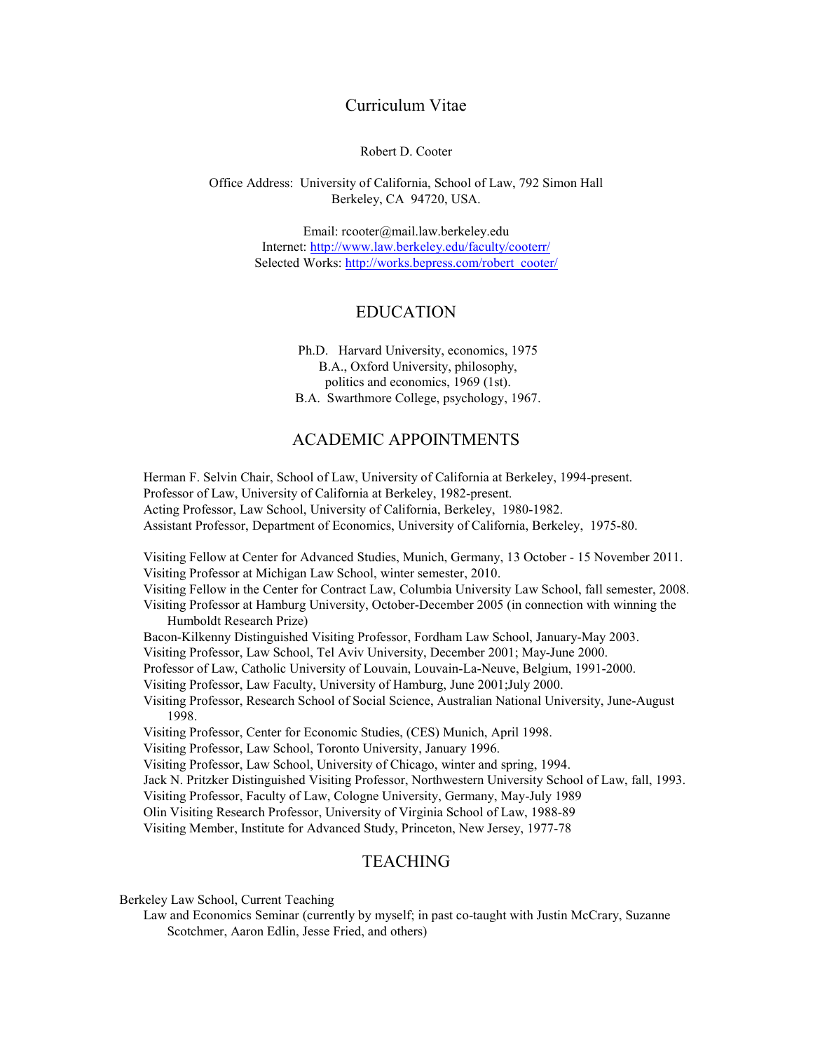# Curriculum Vitae

Robert D. Cooter

Office Address: University of California, School of Law, 792 Simon Hall
Berkeley, CA 94720, USA.

Email: rcooter@mail.law.berkeley.edu
Internet: http://www.law.berkeley.edu/faculty/cooterr/
Selected Works: http://works.bepress.com/robert_cooter/

## EDUCATION

Ph.D. Harvard University, economics, 1975
B.A., Oxford University, philosophy, politics and economics, 1969 (1st).
B.A. Swarthmore College, psychology, 1967.

## ACADEMIC APPOINTMENTS

Herman F. Selvin Chair, School of Law, University of California at Berkeley, 1994-present.
Professor of Law, University of California at Berkeley, 1982-present.
Acting Professor, Law School, University of California, Berkeley, 1980-1982.
Assistant Professor, Department of Economics, University of California, Berkeley, 1975-80.

Visiting Fellow at Center for Advanced Studies, Munich, Germany, 13 October - 15 November 2011.
Visiting Professor at Michigan Law School, winter semester, 2010.
Visiting Fellow in the Center for Contract Law, Columbia University Law School, fall semester, 2008.
Visiting Professor at Hamburg University, October-December 2005 (in connection with winning the Humboldt Research Prize)
Bacon-Kilkenny Distinguished Visiting Professor, Fordham Law School, January-May 2003.
Visiting Professor, Law School, Tel Aviv University, December 2001; May-June 2000.
Professor of Law, Catholic University of Louvain, Louvain-La-Neuve, Belgium, 1991-2000.
Visiting Professor, Law Faculty, University of Hamburg, June 2001;July 2000.
Visiting Professor, Research School of Social Science, Australian National University, June-August 1998.
Visiting Professor, Center for Economic Studies, (CES) Munich, April 1998.
Visiting Professor, Law School, Toronto University, January 1996.
Visiting Professor, Law School, University of Chicago, winter and spring, 1994.
Jack N. Pritzker Distinguished Visiting Professor, Northwestern University School of Law, fall, 1993.
Visiting Professor, Faculty of Law, Cologne University, Germany, May-July 1989
Olin Visiting Research Professor, University of Virginia School of Law, 1988-89
Visiting Member, Institute for Advanced Study, Princeton, New Jersey, 1977-78

## TEACHING

Berkeley Law School, Current Teaching

Law and Economics Seminar (currently by myself; in past co-taught with Justin McCrary, Suzanne Scotchmer, Aaron Edlin, Jesse Fried, and others)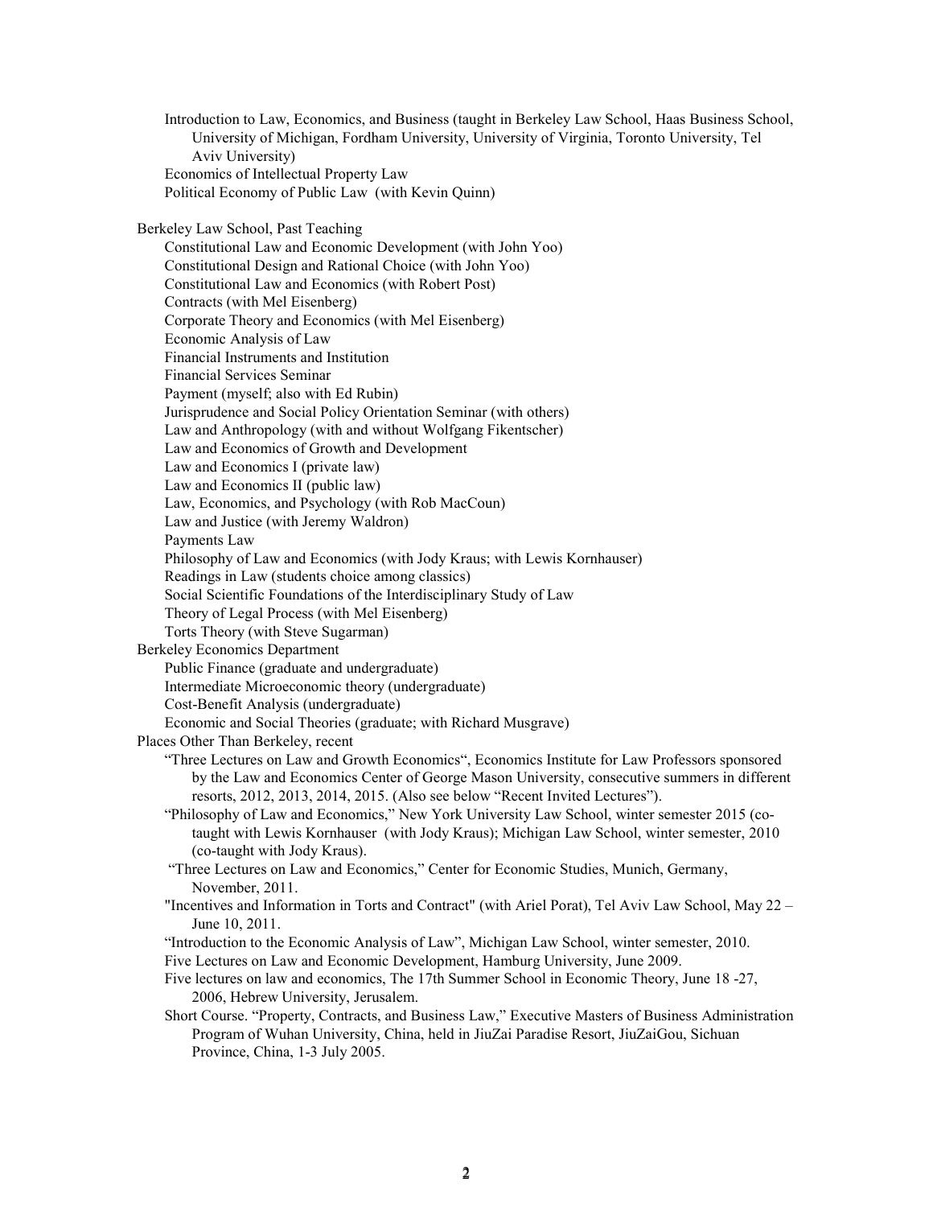- Introduction to Law, Economics, and Business (taught in Berkeley Law School, Haas Business School, University of Michigan, Fordham University, University of Virginia, Toronto University, Tel Aviv University)
- Economics of Intellectual Property Law
- Political Economy of Public Law (with Kevin Quinn)

Berkeley Law School, Past Teaching

- Constitutional Law and Economic Development (with John Yoo)
- Constitutional Design and Rational Choice (with John Yoo)
- Constitutional Law and Economics (with Robert Post)
- Contracts (with Mel Eisenberg)
- Corporate Theory and Economics (with Mel Eisenberg)
- Economic Analysis of Law
- Financial Instruments and Institution
- Financial Services Seminar
- Payment (myself; also with Ed Rubin)
- Jurisprudence and Social Policy Orientation Seminar (with others)
- Law and Anthropology (with and without Wolfgang Fikentscher)
- Law and Economics of Growth and Development
- Law and Economics I (private law)
- Law and Economics II (public law)
- Law, Economics, and Psychology (with Rob MacCoun)
- Law and Justice (with Jeremy Waldron)
- Payments Law
- Philosophy of Law and Economics (with Jody Kraus; with Lewis Kornhauser)
- Readings in Law (students choice among classics)
- Social Scientific Foundations of the Interdisciplinary Study of Law
- Theory of Legal Process (with Mel Eisenberg)
- Torts Theory (with Steve Sugarman)

Berkeley Economics Department

- Public Finance (graduate and undergraduate)
- Intermediate Microeconomic theory (undergraduate)
- Cost-Benefit Analysis (undergraduate)
- Economic and Social Theories (graduate; with Richard Musgrave)

Places Other Than Berkeley, recent

- "Three Lectures on Law and Growth Economics", Economics Institute for Law Professors sponsored by the Law and Economics Center of George Mason University, consecutive summers in different resorts, 2012, 2013, 2014, 2015. (Also see below "Recent Invited Lectures").
- "Philosophy of Law and Economics," New York University Law School, winter semester 2015 (co-taught with Lewis Kornhauser (with Jody Kraus); Michigan Law School, winter semester, 2010 (co-taught with Jody Kraus).
- "Three Lectures on Law and Economics," Center for Economic Studies, Munich, Germany, November, 2011.
- "Incentives and Information in Torts and Contract" (with Ariel Porat), Tel Aviv Law School, May 22 – June 10, 2011.
- "Introduction to the Economic Analysis of Law", Michigan Law School, winter semester, 2010.
- Five Lectures on Law and Economic Development, Hamburg University, June 2009.
- Five lectures on law and economics, The 17th Summer School in Economic Theory, June 18 -27, 2006, Hebrew University, Jerusalem.
- Short Course. "Property, Contracts, and Business Law," Executive Masters of Business Administration Program of Wuhan University, China, held in JiuZai Paradise Resort, JiuZaiGou, Sichuan Province, China, 1-3 July 2005.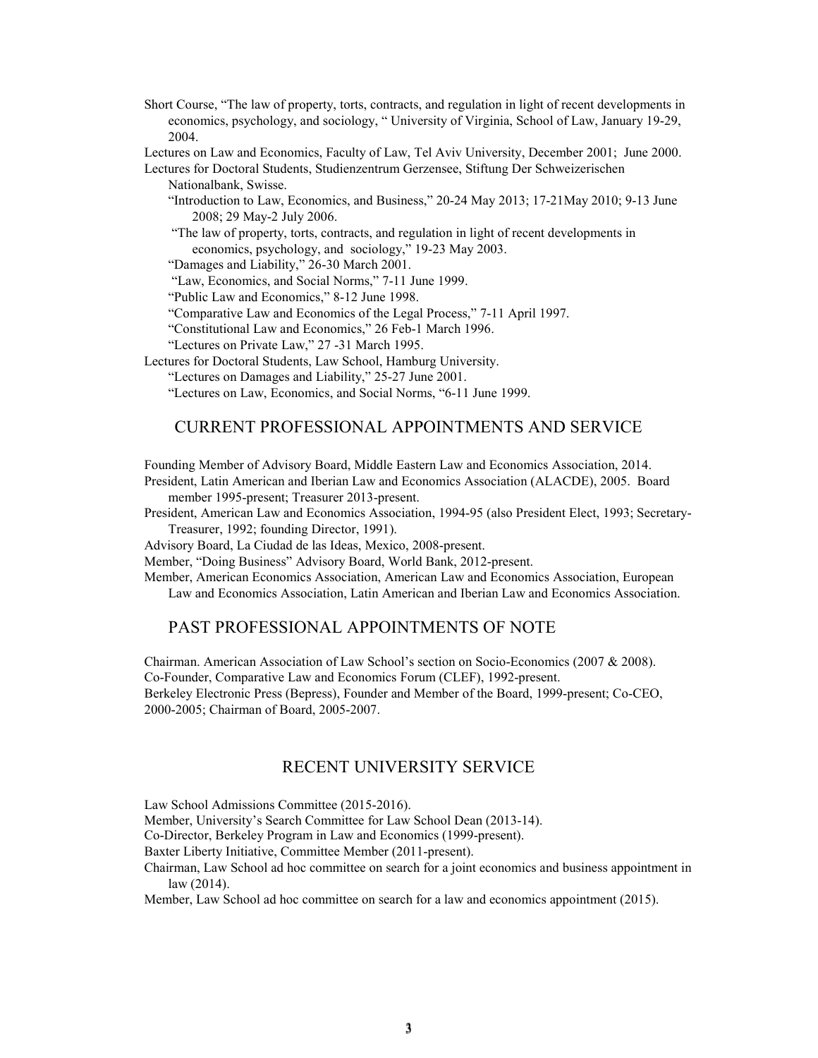Short Course, "The law of property, torts, contracts, and regulation in light of recent developments in economics, psychology, and sociology, " University of Virginia, School of Law, January 19-29, 2004.

Lectures on Law and Economics, Faculty of Law, Tel Aviv University, December 2001; June 2000.

Lectures for Doctoral Students, Studienzentrum Gerzensee, Stiftung Der Schweizerischen Nationalbank, Swisse.

- "Introduction to Law, Economics, and Business," 20-24 May 2013; 17-21May 2010; 9-13 June 2008; 29 May-2 July 2006.
- "The law of property, torts, contracts, and regulation in light of recent developments in economics, psychology, and sociology," 19-23 May 2003.
- "Damages and Liability," 26-30 March 2001.
- "Law, Economics, and Social Norms," 7-11 June 1999.
- "Public Law and Economics," 8-12 June 1998.
- "Comparative Law and Economics of the Legal Process," 7-11 April 1997.
- "Constitutional Law and Economics," 26 Feb-1 March 1996.
- "Lectures on Private Law," 27 -31 March 1995.

Lectures for Doctoral Students, Law School, Hamburg University.

- "Lectures on Damages and Liability," 25-27 June 2001.
- "Lectures on Law, Economics, and Social Norms, "6-11 June 1999.

## CURRENT PROFESSIONAL APPOINTMENTS AND SERVICE

Founding Member of Advisory Board, Middle Eastern Law and Economics Association, 2014.

President, Latin American and Iberian Law and Economics Association (ALACDE), 2005. Board member 1995-present; Treasurer 2013-present.

President, American Law and Economics Association, 1994-95 (also President Elect, 1993; Secretary-Treasurer, 1992; founding Director, 1991).

Advisory Board, La Ciudad de las Ideas, Mexico, 2008-present.

Member, "Doing Business" Advisory Board, World Bank, 2012-present.

Member, American Economics Association, American Law and Economics Association, European Law and Economics Association, Latin American and Iberian Law and Economics Association.

## PAST PROFESSIONAL APPOINTMENTS OF NOTE

Chairman. American Association of Law School's section on Socio-Economics (2007 & 2008).

Co-Founder, Comparative Law and Economics Forum (CLEF), 1992-present.

Berkeley Electronic Press (Bepress), Founder and Member of the Board, 1999-present; Co-CEO, 2000-2005; Chairman of Board, 2005-2007.

## RECENT UNIVERSITY SERVICE

Law School Admissions Committee (2015-2016).

Member, University's Search Committee for Law School Dean (2013-14).

Co-Director, Berkeley Program in Law and Economics (1999-present).

Baxter Liberty Initiative, Committee Member (2011-present).

Chairman, Law School ad hoc committee on search for a joint economics and business appointment in law (2014).

Member, Law School ad hoc committee on search for a law and economics appointment (2015).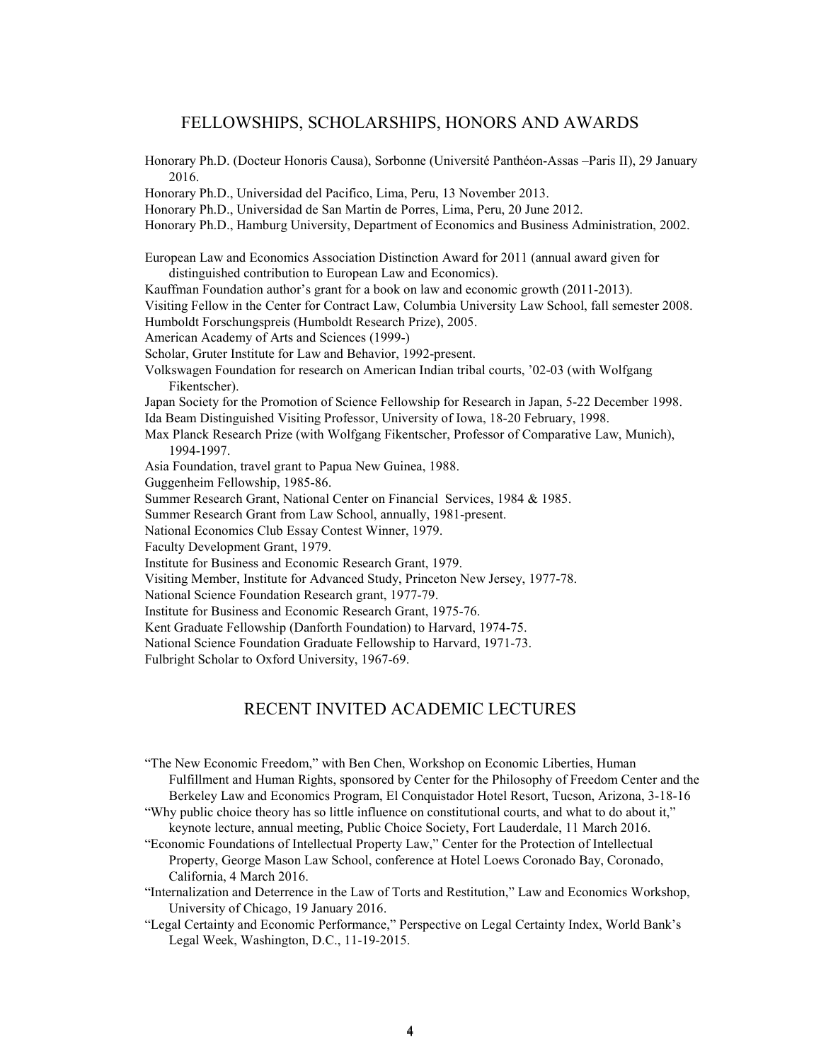## FELLOWSHIPS, SCHOLARSHIPS, HONORS AND AWARDS

Honorary Ph.D. (Docteur Honoris Causa), Sorbonne (Université Panthéon-Assas –Paris II), 29 January 2016.

Honorary Ph.D., Universidad del Pacifico, Lima, Peru, 13 November 2013.

Honorary Ph.D., Universidad de San Martin de Porres, Lima, Peru, 20 June 2012.

Honorary Ph.D., Hamburg University, Department of Economics and Business Administration, 2002.

European Law and Economics Association Distinction Award for 2011 (annual award given for distinguished contribution to European Law and Economics).

Kauffman Foundation author's grant for a book on law and economic growth (2011-2013).

Visiting Fellow in the Center for Contract Law, Columbia University Law School, fall semester 2008.

Humboldt Forschungspreis (Humboldt Research Prize), 2005.

American Academy of Arts and Sciences (1999-)

Scholar, Gruter Institute for Law and Behavior, 1992-present.

Volkswagen Foundation for research on American Indian tribal courts, '02-03 (with Wolfgang Fikentscher).

Japan Society for the Promotion of Science Fellowship for Research in Japan, 5-22 December 1998.

Ida Beam Distinguished Visiting Professor, University of Iowa, 18-20 February, 1998.

Max Planck Research Prize (with Wolfgang Fikentscher, Professor of Comparative Law, Munich), 1994-1997.

Asia Foundation, travel grant to Papua New Guinea, 1988.

Guggenheim Fellowship, 1985-86.

Summer Research Grant, National Center on Financial Services, 1984 & 1985.

Summer Research Grant from Law School, annually, 1981-present.

National Economics Club Essay Contest Winner, 1979.

Faculty Development Grant, 1979.

Institute for Business and Economic Research Grant, 1979.

Visiting Member, Institute for Advanced Study, Princeton New Jersey, 1977-78.

National Science Foundation Research grant, 1977-79.

Institute for Business and Economic Research Grant, 1975-76.

Kent Graduate Fellowship (Danforth Foundation) to Harvard, 1974-75.

National Science Foundation Graduate Fellowship to Harvard, 1971-73.

Fulbright Scholar to Oxford University, 1967-69.

## RECENT INVITED ACADEMIC LECTURES

"The New Economic Freedom," with Ben Chen, Workshop on Economic Liberties, Human Fulfillment and Human Rights, sponsored by Center for the Philosophy of Freedom Center and the Berkeley Law and Economics Program, El Conquistador Hotel Resort, Tucson, Arizona, 3-18-16

"Why public choice theory has so little influence on constitutional courts, and what to do about it," keynote lecture, annual meeting, Public Choice Society, Fort Lauderdale, 11 March 2016.

"Economic Foundations of Intellectual Property Law," Center for the Protection of Intellectual Property, George Mason Law School, conference at Hotel Loews Coronado Bay, Coronado, California, 4 March 2016.

"Internalization and Deterrence in the Law of Torts and Restitution," Law and Economics Workshop, University of Chicago, 19 January 2016.

"Legal Certainty and Economic Performance," Perspective on Legal Certainty Index, World Bank's Legal Week, Washington, D.C., 11-19-2015.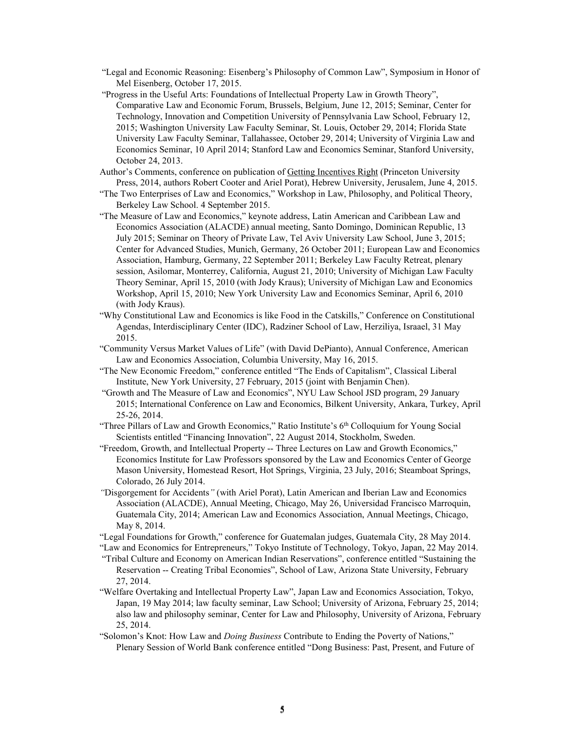"Legal and Economic Reasoning: Eisenberg's Philosophy of Common Law", Symposium in Honor of Mel Eisenberg, October 17, 2015.

"Progress in the Useful Arts: Foundations of Intellectual Property Law in Growth Theory", Comparative Law and Economic Forum, Brussels, Belgium, June 12, 2015; Seminar, Center for Technology, Innovation and Competition University of Pennsylvania Law School, February 12, 2015; Washington University Law Faculty Seminar, St. Louis, October 29, 2014; Florida State University Law Faculty Seminar, Tallahassee, October 29, 2014; University of Virginia Law and Economics Seminar, 10 April 2014; Stanford Law and Economics Seminar, Stanford University, October 24, 2013.

Author's Comments, conference on publication of Getting Incentives Right (Princeton University Press, 2014, authors Robert Cooter and Ariel Porat), Hebrew University, Jerusalem, June 4, 2015.

"The Two Enterprises of Law and Economics," Workshop in Law, Philosophy, and Political Theory, Berkeley Law School. 4 September 2015.

"The Measure of Law and Economics," keynote address, Latin American and Caribbean Law and Economics Association (ALACDE) annual meeting, Santo Domingo, Dominican Republic, 13 July 2015; Seminar on Theory of Private Law, Tel Aviv University Law School, June 3, 2015; Center for Advanced Studies, Munich, Germany, 26 October 2011; European Law and Economics Association, Hamburg, Germany, 22 September 2011; Berkeley Law Faculty Retreat, plenary session, Asilomar, Monterrey, California, August 21, 2010; University of Michigan Law Faculty Theory Seminar, April 15, 2010 (with Jody Kraus); University of Michigan Law and Economics Workshop, April 15, 2010; New York University Law and Economics Seminar, April 6, 2010 (with Jody Kraus).

"Why Constitutional Law and Economics is like Food in the Catskills," Conference on Constitutional Agendas, Interdisciplinary Center (IDC), Radziner School of Law, Herziliya, Israael, 31 May 2015.

"Community Versus Market Values of Life" (with David DePianto), Annual Conference, American Law and Economics Association, Columbia University, May 16, 2015.

"The New Economic Freedom," conference entitled "The Ends of Capitalism", Classical Liberal Institute, New York University, 27 February, 2015 (joint with Benjamin Chen).

"Growth and The Measure of Law and Economics", NYU Law School JSD program, 29 January 2015; International Conference on Law and Economics, Bilkent University, Ankara, Turkey, April 25-26, 2014.

"Three Pillars of Law and Growth Economics," Ratio Institute's 6th Colloquium for Young Social Scientists entitled "Financing Innovation", 22 August 2014, Stockholm, Sweden.

"Freedom, Growth, and Intellectual Property -- Three Lectures on Law and Growth Economics," Economics Institute for Law Professors sponsored by the Law and Economics Center of George Mason University, Homestead Resort, Hot Springs, Virginia, 23 July, 2016; Steamboat Springs, Colorado, 26 July 2014.

*"*Disgorgement for Accidents*"* (with Ariel Porat), Latin American and Iberian Law and Economics Association (ALACDE), Annual Meeting, Chicago, May 26, Universidad Francisco Marroquin, Guatemala City, 2014; American Law and Economics Association, Annual Meetings, Chicago, May 8, 2014.

"Legal Foundations for Growth," conference for Guatemalan judges, Guatemala City, 28 May 2014.

"Law and Economics for Entrepreneurs," Tokyo Institute of Technology, Tokyo, Japan, 22 May 2014.

"Tribal Culture and Economy on American Indian Reservations", conference entitled "Sustaining the Reservation -- Creating Tribal Economies", School of Law, Arizona State University, February 27, 2014.

"Welfare Overtaking and Intellectual Property Law", Japan Law and Economics Association, Tokyo, Japan, 19 May 2014; law faculty seminar, Law School; University of Arizona, February 25, 2014; also law and philosophy seminar, Center for Law and Philosophy, University of Arizona, February 25, 2014.

"Solomon's Knot: How Law and *Doing Business* Contribute to Ending the Poverty of Nations," Plenary Session of World Bank conference entitled "Dong Business: Past, Present, and Future of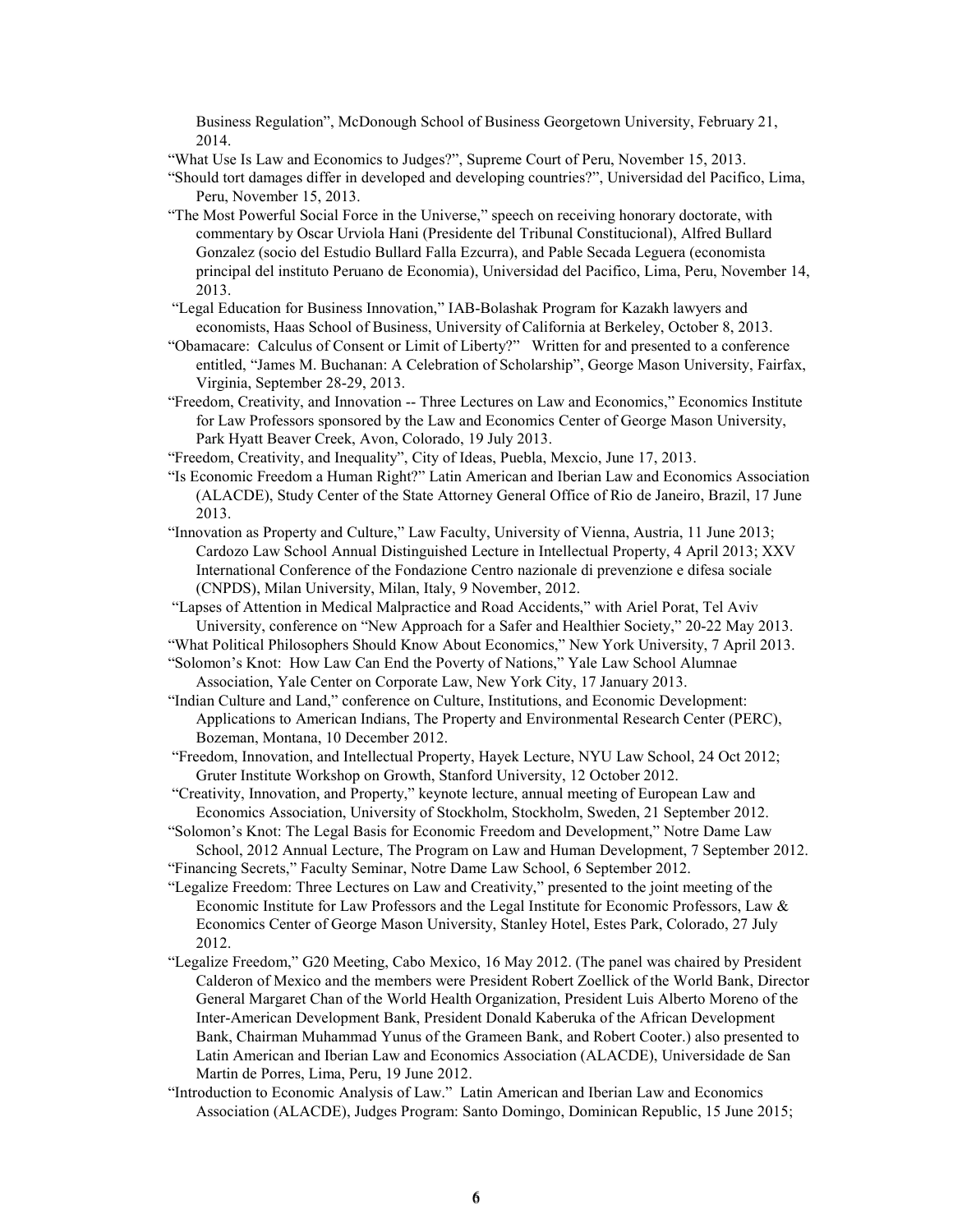Business Regulation", McDonough School of Business Georgetown University, February 21, 2014.

"What Use Is Law and Economics to Judges?", Supreme Court of Peru, November 15, 2013.

"Should tort damages differ in developed and developing countries?", Universidad del Pacifico, Lima, Peru, November 15, 2013.

"The Most Powerful Social Force in the Universe," speech on receiving honorary doctorate, with commentary by Oscar Urviola Hani (Presidente del Tribunal Constitucional), Alfred Bullard Gonzalez (socio del Estudio Bullard Falla Ezcurra), and Pable Secada Leguera (economista principal del instituto Peruano de Economia), Universidad del Pacifico, Lima, Peru, November 14, 2013.

"Legal Education for Business Innovation," IAB-Bolashak Program for Kazakh lawyers and economists, Haas School of Business, University of California at Berkeley, October 8, 2013.

"Obamacare: Calculus of Consent or Limit of Liberty?" Written for and presented to a conference entitled, "James M. Buchanan: A Celebration of Scholarship", George Mason University, Fairfax, Virginia, September 28-29, 2013.

"Freedom, Creativity, and Innovation -- Three Lectures on Law and Economics," Economics Institute for Law Professors sponsored by the Law and Economics Center of George Mason University, Park Hyatt Beaver Creek, Avon, Colorado, 19 July 2013.

"Freedom, Creativity, and Inequality", City of Ideas, Puebla, Mexcio, June 17, 2013.

"Is Economic Freedom a Human Right?" Latin American and Iberian Law and Economics Association (ALACDE), Study Center of the State Attorney General Office of Rio de Janeiro, Brazil, 17 June 2013.

"Innovation as Property and Culture," Law Faculty, University of Vienna, Austria, 11 June 2013; Cardozo Law School Annual Distinguished Lecture in Intellectual Property, 4 April 2013; XXV International Conference of the Fondazione Centro nazionale di prevenzione e difesa sociale (CNPDS), Milan University, Milan, Italy, 9 November, 2012.

"Lapses of Attention in Medical Malpractice and Road Accidents," with Ariel Porat, Tel Aviv University, conference on "New Approach for a Safer and Healthier Society," 20-22 May 2013.

"What Political Philosophers Should Know About Economics," New York University, 7 April 2013.

"Solomon's Knot: How Law Can End the Poverty of Nations," Yale Law School Alumnae Association, Yale Center on Corporate Law, New York City, 17 January 2013.

"Indian Culture and Land," conference on Culture, Institutions, and Economic Development: Applications to American Indians, The Property and Environmental Research Center (PERC), Bozeman, Montana, 10 December 2012.

"Freedom, Innovation, and Intellectual Property, Hayek Lecture, NYU Law School, 24 Oct 2012; Gruter Institute Workshop on Growth, Stanford University, 12 October 2012.

"Creativity, Innovation, and Property," keynote lecture, annual meeting of European Law and Economics Association, University of Stockholm, Stockholm, Sweden, 21 September 2012.

"Solomon's Knot: The Legal Basis for Economic Freedom and Development," Notre Dame Law School, 2012 Annual Lecture, The Program on Law and Human Development, 7 September 2012.

"Financing Secrets," Faculty Seminar, Notre Dame Law School, 6 September 2012.

"Legalize Freedom: Three Lectures on Law and Creativity," presented to the joint meeting of the Economic Institute for Law Professors and the Legal Institute for Economic Professors, Law & Economics Center of George Mason University, Stanley Hotel, Estes Park, Colorado, 27 July 2012.

"Legalize Freedom," G20 Meeting, Cabo Mexico, 16 May 2012. (The panel was chaired by President Calderon of Mexico and the members were President Robert Zoellick of the World Bank, Director General Margaret Chan of the World Health Organization, President Luis Alberto Moreno of the Inter-American Development Bank, President Donald Kaberuka of the African Development Bank, Chairman Muhammad Yunus of the Grameen Bank, and Robert Cooter.) also presented to Latin American and Iberian Law and Economics Association (ALACDE), Universidade de San Martin de Porres, Lima, Peru, 19 June 2012.

"Introduction to Economic Analysis of Law." Latin American and Iberian Law and Economics Association (ALACDE), Judges Program: Santo Domingo, Dominican Republic, 15 June 2015;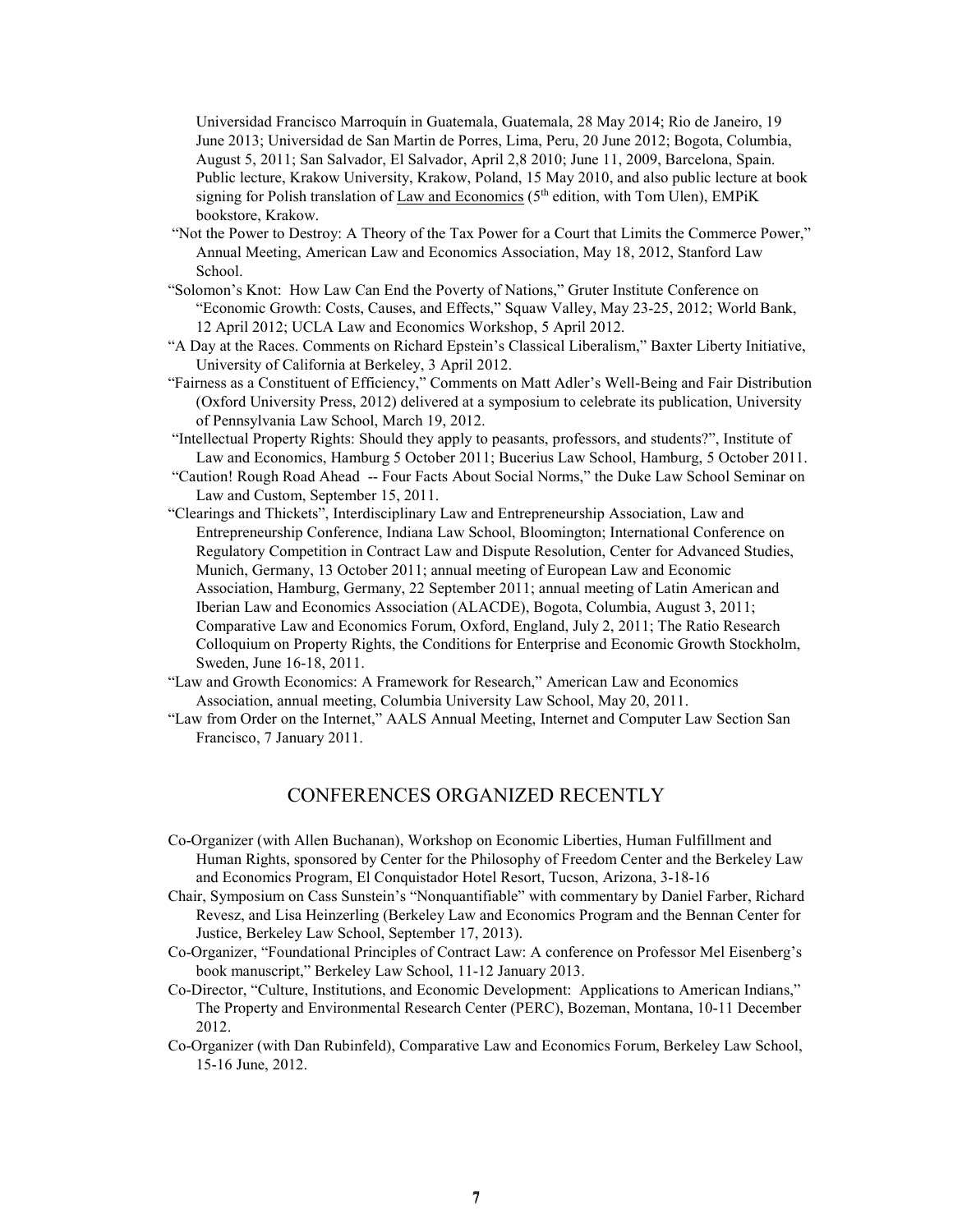Universidad Francisco Marroquín in Guatemala, Guatemala, 28 May 2014; Rio de Janeiro, 19 June 2013; Universidad de San Martin de Porres, Lima, Peru, 20 June 2012; Bogota, Columbia, August 5, 2011; San Salvador, El Salvador, April 2,8 2010; June 11, 2009, Barcelona, Spain. Public lecture, Krakow University, Krakow, Poland, 15 May 2010, and also public lecture at book signing for Polish translation of Law and Economics (5th edition, with Tom Ulen), EMPiK bookstore, Krakow.

"Not the Power to Destroy: A Theory of the Tax Power for a Court that Limits the Commerce Power," Annual Meeting, American Law and Economics Association, May 18, 2012, Stanford Law School.

"Solomon's Knot: How Law Can End the Poverty of Nations," Gruter Institute Conference on "Economic Growth: Costs, Causes, and Effects," Squaw Valley, May 23-25, 2012; World Bank, 12 April 2012; UCLA Law and Economics Workshop, 5 April 2012.

"A Day at the Races. Comments on Richard Epstein's Classical Liberalism," Baxter Liberty Initiative, University of California at Berkeley, 3 April 2012.

"Fairness as a Constituent of Efficiency," Comments on Matt Adler's Well-Being and Fair Distribution (Oxford University Press, 2012) delivered at a symposium to celebrate its publication, University of Pennsylvania Law School, March 19, 2012.

"Intellectual Property Rights: Should they apply to peasants, professors, and students?", Institute of Law and Economics, Hamburg 5 October 2011; Bucerius Law School, Hamburg, 5 October 2011.

"Caution! Rough Road Ahead -- Four Facts About Social Norms," the Duke Law School Seminar on Law and Custom, September 15, 2011.

"Clearings and Thickets", Interdisciplinary Law and Entrepreneurship Association, Law and Entrepreneurship Conference, Indiana Law School, Bloomington; International Conference on Regulatory Competition in Contract Law and Dispute Resolution, Center for Advanced Studies, Munich, Germany, 13 October 2011; annual meeting of European Law and Economic Association, Hamburg, Germany, 22 September 2011; annual meeting of Latin American and Iberian Law and Economics Association (ALACDE), Bogota, Columbia, August 3, 2011; Comparative Law and Economics Forum, Oxford, England, July 2, 2011; The Ratio Research Colloquium on Property Rights, the Conditions for Enterprise and Economic Growth Stockholm, Sweden, June 16-18, 2011.

"Law and Growth Economics: A Framework for Research," American Law and Economics Association, annual meeting, Columbia University Law School, May 20, 2011.

"Law from Order on the Internet," AALS Annual Meeting, Internet and Computer Law Section San Francisco, 7 January 2011.

## CONFERENCES ORGANIZED RECENTLY

Co-Organizer (with Allen Buchanan), Workshop on Economic Liberties, Human Fulfillment and Human Rights, sponsored by Center for the Philosophy of Freedom Center and the Berkeley Law and Economics Program, El Conquistador Hotel Resort, Tucson, Arizona, 3-18-16

Chair, Symposium on Cass Sunstein's "Nonquantifiable" with commentary by Daniel Farber, Richard Revesz, and Lisa Heinzerling (Berkeley Law and Economics Program and the Bennan Center for Justice, Berkeley Law School, September 17, 2013).

Co-Organizer, "Foundational Principles of Contract Law: A conference on Professor Mel Eisenberg's book manuscript," Berkeley Law School, 11-12 January 2013.

Co-Director, "Culture, Institutions, and Economic Development: Applications to American Indians," The Property and Environmental Research Center (PERC), Bozeman, Montana, 10-11 December 2012.

Co-Organizer (with Dan Rubinfeld), Comparative Law and Economics Forum, Berkeley Law School, 15-16 June, 2012.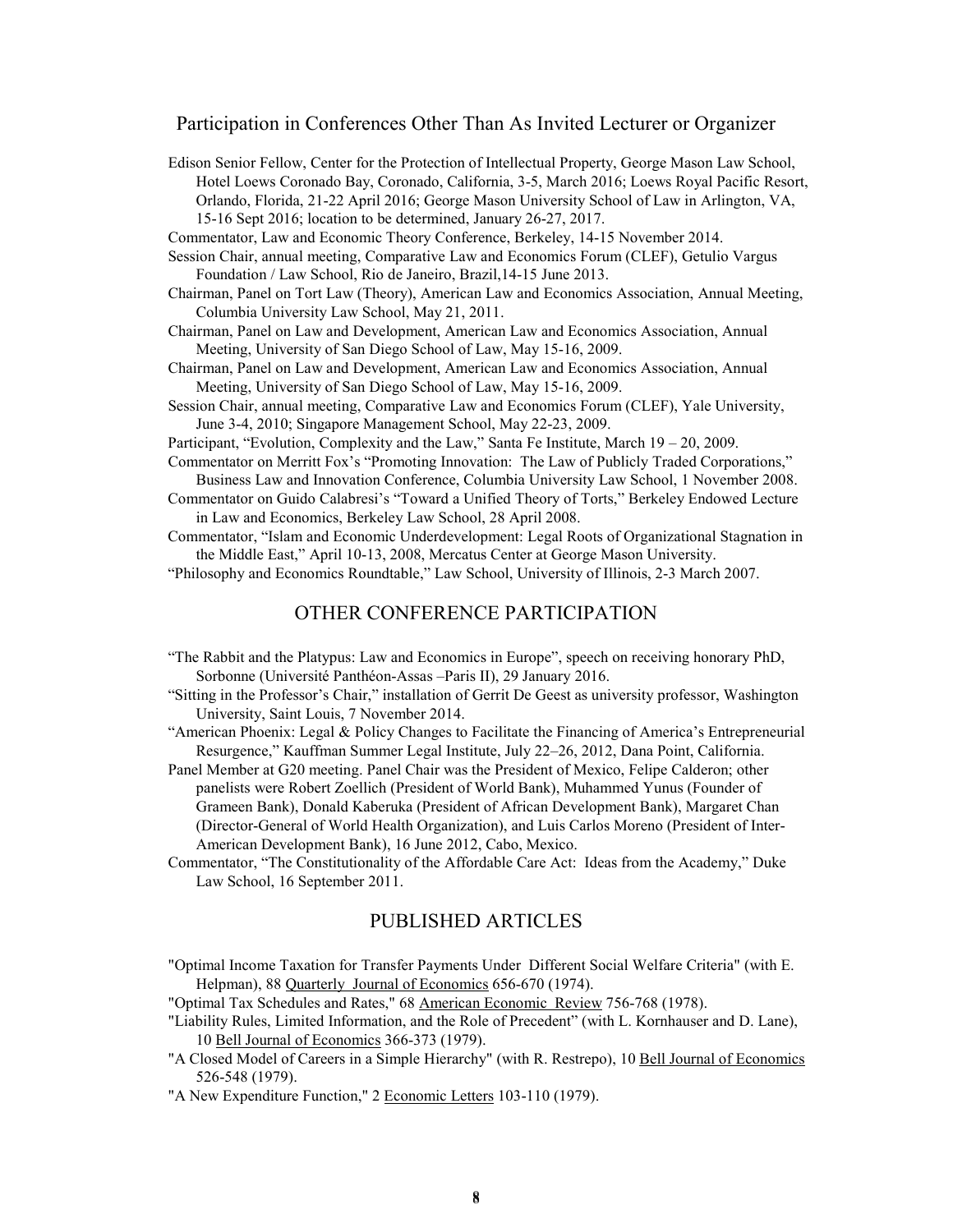## Participation in Conferences Other Than As Invited Lecturer or Organizer

Edison Senior Fellow, Center for the Protection of Intellectual Property, George Mason Law School, Hotel Loews Coronado Bay, Coronado, California, 3-5, March 2016; Loews Royal Pacific Resort, Orlando, Florida, 21-22 April 2016; George Mason University School of Law in Arlington, VA, 15-16 Sept 2016; location to be determined, January 26-27, 2017.

Commentator, Law and Economic Theory Conference, Berkeley, 14-15 November 2014.

Session Chair, annual meeting, Comparative Law and Economics Forum (CLEF), Getulio Vargus Foundation / Law School, Rio de Janeiro, Brazil,14-15 June 2013.

Chairman, Panel on Tort Law (Theory), American Law and Economics Association, Annual Meeting, Columbia University Law School, May 21, 2011.

Chairman, Panel on Law and Development, American Law and Economics Association, Annual Meeting, University of San Diego School of Law, May 15-16, 2009.

Chairman, Panel on Law and Development, American Law and Economics Association, Annual Meeting, University of San Diego School of Law, May 15-16, 2009.

Session Chair, annual meeting, Comparative Law and Economics Forum (CLEF), Yale University, June 3-4, 2010; Singapore Management School, May 22-23, 2009.

Participant, "Evolution, Complexity and the Law," Santa Fe Institute, March 19 – 20, 2009.

Commentator on Merritt Fox's "Promoting Innovation: The Law of Publicly Traded Corporations," Business Law and Innovation Conference, Columbia University Law School, 1 November 2008.

Commentator on Guido Calabresi's "Toward a Unified Theory of Torts," Berkeley Endowed Lecture in Law and Economics, Berkeley Law School, 28 April 2008.

Commentator, "Islam and Economic Underdevelopment: Legal Roots of Organizational Stagnation in the Middle East," April 10-13, 2008, Mercatus Center at George Mason University.

"Philosophy and Economics Roundtable," Law School, University of Illinois, 2-3 March 2007.

## OTHER CONFERENCE PARTICIPATION

"The Rabbit and the Platypus: Law and Economics in Europe", speech on receiving honorary PhD, Sorbonne (Université Panthéon-Assas –Paris II), 29 January 2016.

"Sitting in the Professor's Chair," installation of Gerrit De Geest as university professor, Washington University, Saint Louis, 7 November 2014.

"American Phoenix: Legal & Policy Changes to Facilitate the Financing of America's Entrepreneurial Resurgence," Kauffman Summer Legal Institute, July 22–26, 2012, Dana Point, California.

Panel Member at G20 meeting. Panel Chair was the President of Mexico, Felipe Calderon; other panelists were Robert Zoellich (President of World Bank), Muhammed Yunus (Founder of Grameen Bank), Donald Kaberuka (President of African Development Bank), Margaret Chan (Director-General of World Health Organization), and Luis Carlos Moreno (President of Inter-American Development Bank), 16 June 2012, Cabo, Mexico.

Commentator, "The Constitutionality of the Affordable Care Act: Ideas from the Academy," Duke Law School, 16 September 2011.

## PUBLISHED ARTICLES

"Optimal Income Taxation for Transfer Payments Under Different Social Welfare Criteria" (with E. Helpman), 88 Quarterly Journal of Economics 656-670 (1974).

"Optimal Tax Schedules and Rates," 68 American Economic Review 756-768 (1978).

"Liability Rules, Limited Information, and the Role of Precedent" (with L. Kornhauser and D. Lane), 10 Bell Journal of Economics 366-373 (1979).

"A Closed Model of Careers in a Simple Hierarchy" (with R. Restrepo), 10 Bell Journal of Economics 526-548 (1979).

"A New Expenditure Function," 2 Economic Letters 103-110 (1979).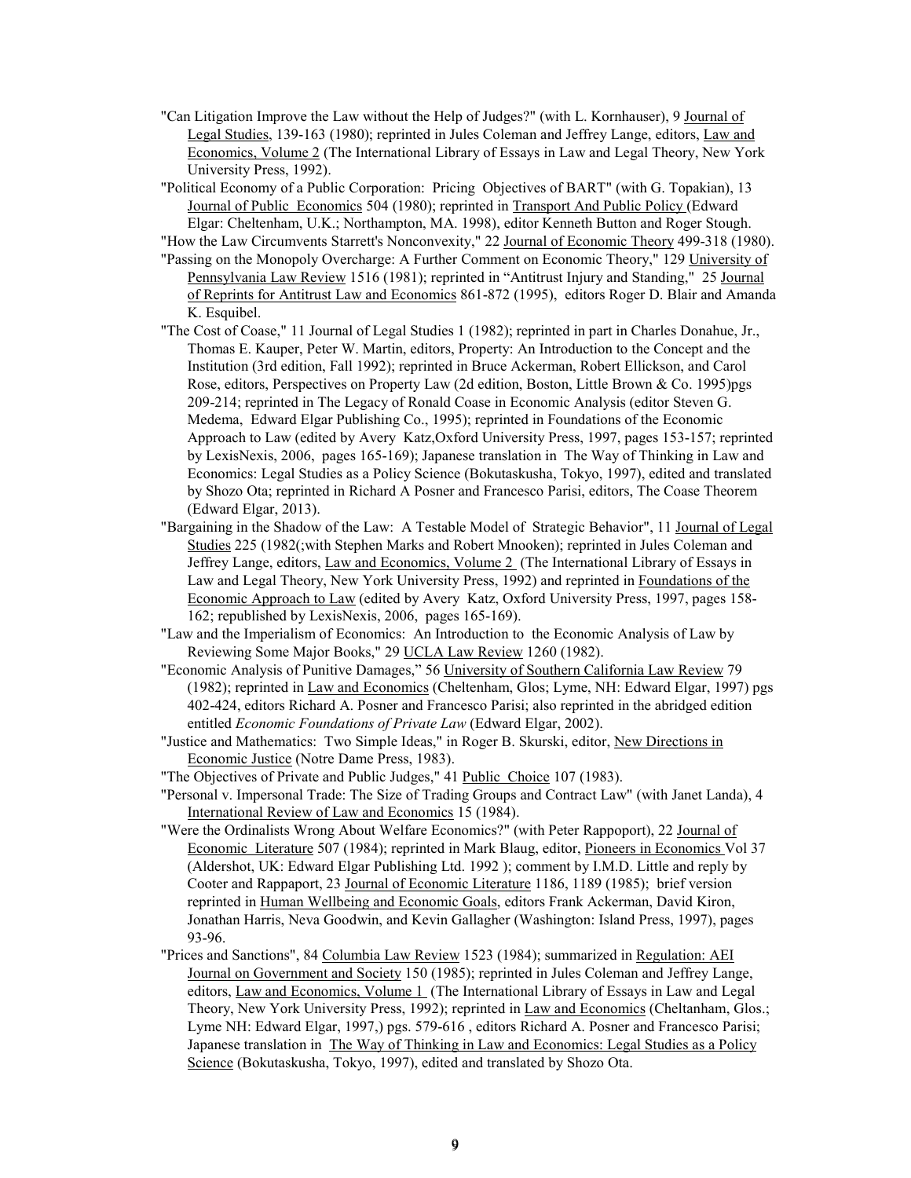"Can Litigation Improve the Law without the Help of Judges?" (with L. Kornhauser), 9 Journal of Legal Studies, 139-163 (1980); reprinted in Jules Coleman and Jeffrey Lange, editors, Law and Economics, Volume 2 (The International Library of Essays in Law and Legal Theory, New York University Press, 1992).

"Political Economy of a Public Corporation: Pricing Objectives of BART" (with G. Topakian), 13 Journal of Public Economics 504 (1980); reprinted in Transport And Public Policy (Edward Elgar: Cheltenham, U.K.; Northampton, MA. 1998), editor Kenneth Button and Roger Stough.

"How the Law Circumvents Starrett's Nonconvexity," 22 Journal of Economic Theory 499-318 (1980).

"Passing on the Monopoly Overcharge: A Further Comment on Economic Theory," 129 University of Pennsylvania Law Review 1516 (1981); reprinted in "Antitrust Injury and Standing," 25 Journal of Reprints for Antitrust Law and Economics 861-872 (1995), editors Roger D. Blair and Amanda K. Esquibel.

"The Cost of Coase," 11 Journal of Legal Studies 1 (1982); reprinted in part in Charles Donahue, Jr., Thomas E. Kauper, Peter W. Martin, editors, Property: An Introduction to the Concept and the Institution (3rd edition, Fall 1992); reprinted in Bruce Ackerman, Robert Ellickson, and Carol Rose, editors, Perspectives on Property Law (2d edition, Boston, Little Brown & Co. 1995)pgs 209-214; reprinted in The Legacy of Ronald Coase in Economic Analysis (editor Steven G. Medema, Edward Elgar Publishing Co., 1995); reprinted in Foundations of the Economic Approach to Law (edited by Avery Katz,Oxford University Press, 1997, pages 153-157; reprinted by LexisNexis, 2006, pages 165-169); Japanese translation in The Way of Thinking in Law and Economics: Legal Studies as a Policy Science (Bokutaskusha, Tokyo, 1997), edited and translated by Shozo Ota; reprinted in Richard A Posner and Francesco Parisi, editors, The Coase Theorem (Edward Elgar, 2013).

"Bargaining in the Shadow of the Law: A Testable Model of Strategic Behavior", 11 Journal of Legal Studies 225 (1982(;with Stephen Marks and Robert Mnooken); reprinted in Jules Coleman and Jeffrey Lange, editors, Law and Economics, Volume 2 (The International Library of Essays in Law and Legal Theory, New York University Press, 1992) and reprinted in Foundations of the Economic Approach to Law (edited by Avery Katz, Oxford University Press, 1997, pages 158-162; republished by LexisNexis, 2006, pages 165-169).

"Law and the Imperialism of Economics: An Introduction to the Economic Analysis of Law by Reviewing Some Major Books," 29 UCLA Law Review 1260 (1982).

"Economic Analysis of Punitive Damages," 56 University of Southern California Law Review 79 (1982); reprinted in Law and Economics (Cheltenham, Glos; Lyme, NH: Edward Elgar, 1997) pgs 402-424, editors Richard A. Posner and Francesco Parisi; also reprinted in the abridged edition entitled *Economic Foundations of Private Law* (Edward Elgar, 2002).

"Justice and Mathematics: Two Simple Ideas," in Roger B. Skurski, editor, New Directions in Economic Justice (Notre Dame Press, 1983).

"The Objectives of Private and Public Judges," 41 Public Choice 107 (1983).

"Personal v. Impersonal Trade: The Size of Trading Groups and Contract Law" (with Janet Landa), 4 International Review of Law and Economics 15 (1984).

"Were the Ordinalists Wrong About Welfare Economics?" (with Peter Rappoport), 22 Journal of Economic Literature 507 (1984); reprinted in Mark Blaug, editor, Pioneers in Economics Vol 37 (Aldershot, UK: Edward Elgar Publishing Ltd. 1992 ); comment by I.M.D. Little and reply by Cooter and Rappaport, 23 Journal of Economic Literature 1186, 1189 (1985); brief version reprinted in Human Wellbeing and Economic Goals, editors Frank Ackerman, David Kiron, Jonathan Harris, Neva Goodwin, and Kevin Gallagher (Washington: Island Press, 1997), pages 93-96.

"Prices and Sanctions", 84 Columbia Law Review 1523 (1984); summarized in Regulation: AEI Journal on Government and Society 150 (1985); reprinted in Jules Coleman and Jeffrey Lange, editors, Law and Economics, Volume 1 (The International Library of Essays in Law and Legal Theory, New York University Press, 1992); reprinted in Law and Economics (Cheltanham, Glos.; Lyme NH: Edward Elgar, 1997,) pgs. 579-616 , editors Richard A. Posner and Francesco Parisi; Japanese translation in The Way of Thinking in Law and Economics: Legal Studies as a Policy Science (Bokutaskusha, Tokyo, 1997), edited and translated by Shozo Ota.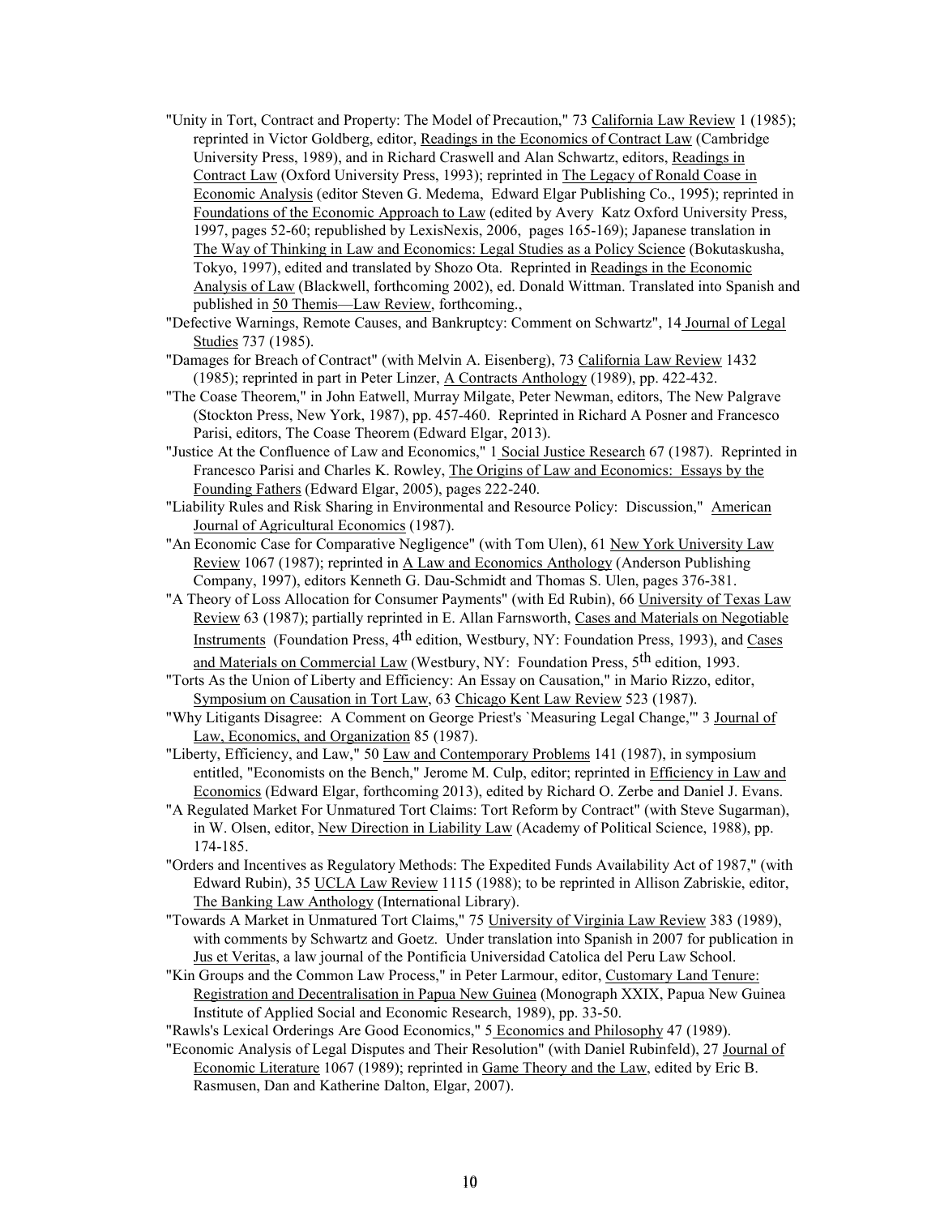"Unity in Tort, Contract and Property: The Model of Precaution," 73 California Law Review 1 (1985); reprinted in Victor Goldberg, editor, Readings in the Economics of Contract Law (Cambridge University Press, 1989), and in Richard Craswell and Alan Schwartz, editors, Readings in Contract Law (Oxford University Press, 1993); reprinted in The Legacy of Ronald Coase in Economic Analysis (editor Steven G. Medema, Edward Elgar Publishing Co., 1995); reprinted in Foundations of the Economic Approach to Law (edited by Avery Katz Oxford University Press, 1997, pages 52-60; republished by LexisNexis, 2006, pages 165-169); Japanese translation in The Way of Thinking in Law and Economics: Legal Studies as a Policy Science (Bokutaskusha, Tokyo, 1997), edited and translated by Shozo Ota. Reprinted in Readings in the Economic Analysis of Law (Blackwell, forthcoming 2002), ed. Donald Wittman. Translated into Spanish and published in 50 Themis—Law Review, forthcoming.,

"Defective Warnings, Remote Causes, and Bankruptcy: Comment on Schwartz", 14 Journal of Legal Studies 737 (1985).

"Damages for Breach of Contract" (with Melvin A. Eisenberg), 73 California Law Review 1432 (1985); reprinted in part in Peter Linzer, A Contracts Anthology (1989), pp. 422-432.

"The Coase Theorem," in John Eatwell, Murray Milgate, Peter Newman, editors, The New Palgrave (Stockton Press, New York, 1987), pp. 457-460. Reprinted in Richard A Posner and Francesco Parisi, editors, The Coase Theorem (Edward Elgar, 2013).

"Justice At the Confluence of Law and Economics," 1 Social Justice Research 67 (1987). Reprinted in Francesco Parisi and Charles K. Rowley, The Origins of Law and Economics: Essays by the Founding Fathers (Edward Elgar, 2005), pages 222-240.

"Liability Rules and Risk Sharing in Environmental and Resource Policy: Discussion," American Journal of Agricultural Economics (1987).

"An Economic Case for Comparative Negligence" (with Tom Ulen), 61 New York University Law Review 1067 (1987); reprinted in A Law and Economics Anthology (Anderson Publishing Company, 1997), editors Kenneth G. Dau-Schmidt and Thomas S. Ulen, pages 376-381.

"A Theory of Loss Allocation for Consumer Payments" (with Ed Rubin), 66 University of Texas Law Review 63 (1987); partially reprinted in E. Allan Farnsworth, Cases and Materials on Negotiable Instruments (Foundation Press, 4th edition, Westbury, NY: Foundation Press, 1993), and Cases and Materials on Commercial Law (Westbury, NY: Foundation Press, 5th edition, 1993.

"Torts As the Union of Liberty and Efficiency: An Essay on Causation," in Mario Rizzo, editor, Symposium on Causation in Tort Law, 63 Chicago Kent Law Review 523 (1987).

"Why Litigants Disagree: A Comment on George Priest's `Measuring Legal Change,'" 3 Journal of Law, Economics, and Organization 85 (1987).

"Liberty, Efficiency, and Law," 50 Law and Contemporary Problems 141 (1987), in symposium entitled, "Economists on the Bench," Jerome M. Culp, editor; reprinted in Efficiency in Law and Economics (Edward Elgar, forthcoming 2013), edited by Richard O. Zerbe and Daniel J. Evans.

"A Regulated Market For Unmatured Tort Claims: Tort Reform by Contract" (with Steve Sugarman), in W. Olsen, editor, New Direction in Liability Law (Academy of Political Science, 1988), pp. 174-185.

"Orders and Incentives as Regulatory Methods: The Expedited Funds Availability Act of 1987," (with Edward Rubin), 35 UCLA Law Review 1115 (1988); to be reprinted in Allison Zabriskie, editor, The Banking Law Anthology (International Library).

"Towards A Market in Unmatured Tort Claims," 75 University of Virginia Law Review 383 (1989), with comments by Schwartz and Goetz. Under translation into Spanish in 2007 for publication in Jus et Veritas, a law journal of the Pontificia Universidad Catolica del Peru Law School.

"Kin Groups and the Common Law Process," in Peter Larmour, editor, Customary Land Tenure: Registration and Decentralisation in Papua New Guinea (Monograph XXIX, Papua New Guinea Institute of Applied Social and Economic Research, 1989), pp. 33-50.

"Rawls's Lexical Orderings Are Good Economics," 5 Economics and Philosophy 47 (1989).

"Economic Analysis of Legal Disputes and Their Resolution" (with Daniel Rubinfeld), 27 Journal of Economic Literature 1067 (1989); reprinted in Game Theory and the Law, edited by Eric B. Rasmusen, Dan and Katherine Dalton, Elgar, 2007).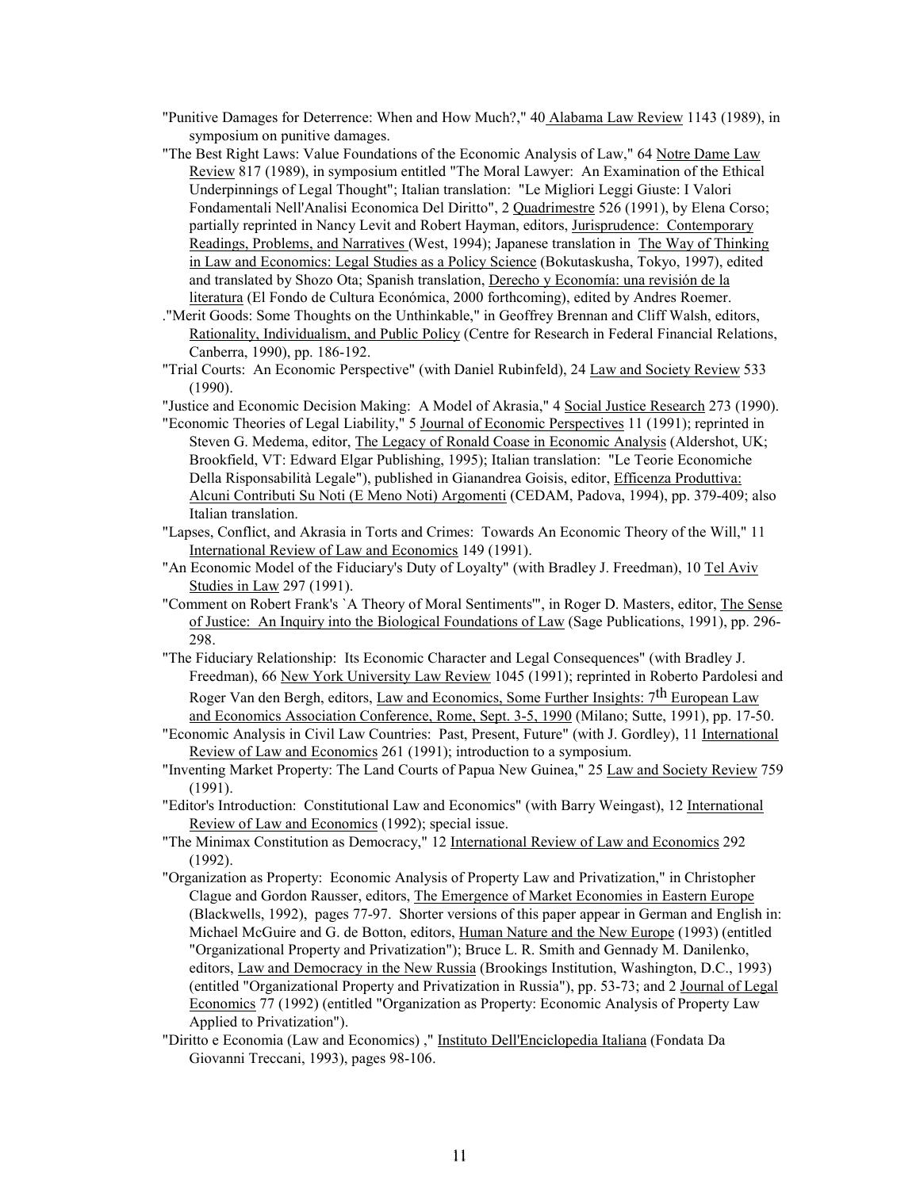"Punitive Damages for Deterrence: When and How Much?," 40 Alabama Law Review 1143 (1989), in symposium on punitive damages.

"The Best Right Laws: Value Foundations of the Economic Analysis of Law," 64 Notre Dame Law Review 817 (1989), in symposium entitled "The Moral Lawyer: An Examination of the Ethical Underpinnings of Legal Thought"; Italian translation: "Le Migliori Leggi Giuste: I Valori Fondamentali Nell'Analisi Economica Del Diritto", 2 Quadrimestre 526 (1991), by Elena Corso; partially reprinted in Nancy Levit and Robert Hayman, editors, Jurisprudence: Contemporary Readings, Problems, and Narratives (West, 1994); Japanese translation in The Way of Thinking in Law and Economics: Legal Studies as a Policy Science (Bokutaskusha, Tokyo, 1997), edited and translated by Shozo Ota; Spanish translation, Derecho y Economía: una revisión de la literatura (El Fondo de Cultura Económica, 2000 forthcoming), edited by Andres Roemer.

."Merit Goods: Some Thoughts on the Unthinkable," in Geoffrey Brennan and Cliff Walsh, editors, Rationality, Individualism, and Public Policy (Centre for Research in Federal Financial Relations, Canberra, 1990), pp. 186-192.

"Trial Courts: An Economic Perspective" (with Daniel Rubinfeld), 24 Law and Society Review 533 (1990).

"Justice and Economic Decision Making: A Model of Akrasia," 4 Social Justice Research 273 (1990).

"Economic Theories of Legal Liability," 5 Journal of Economic Perspectives 11 (1991); reprinted in Steven G. Medema, editor, The Legacy of Ronald Coase in Economic Analysis (Aldershot, UK; Brookfield, VT: Edward Elgar Publishing, 1995); Italian translation: "Le Teorie Economiche Della Risponsabilità Legale"), published in Gianandrea Goisis, editor, Efficenza Produttiva: Alcuni Contributi Su Noti (E Meno Noti) Argomenti (CEDAM, Padova, 1994), pp. 379-409; also Italian translation.

"Lapses, Conflict, and Akrasia in Torts and Crimes: Towards An Economic Theory of the Will," 11 International Review of Law and Economics 149 (1991).

"An Economic Model of the Fiduciary's Duty of Loyalty" (with Bradley J. Freedman), 10 Tel Aviv Studies in Law 297 (1991).

"Comment on Robert Frank's `A Theory of Moral Sentiments'", in Roger D. Masters, editor, The Sense of Justice: An Inquiry into the Biological Foundations of Law (Sage Publications, 1991), pp. 296-298.

"The Fiduciary Relationship: Its Economic Character and Legal Consequences" (with Bradley J. Freedman), 66 New York University Law Review 1045 (1991); reprinted in Roberto Pardolesi and Roger Van den Bergh, editors, Law and Economics, Some Further Insights: 7th European Law and Economics Association Conference, Rome, Sept. 3-5, 1990 (Milano; Sutte, 1991), pp. 17-50.

"Economic Analysis in Civil Law Countries: Past, Present, Future" (with J. Gordley), 11 International Review of Law and Economics 261 (1991); introduction to a symposium.

"Inventing Market Property: The Land Courts of Papua New Guinea," 25 Law and Society Review 759 (1991).

"Editor's Introduction: Constitutional Law and Economics" (with Barry Weingast), 12 International Review of Law and Economics (1992); special issue.

"The Minimax Constitution as Democracy," 12 International Review of Law and Economics 292 (1992).

"Organization as Property: Economic Analysis of Property Law and Privatization," in Christopher Clague and Gordon Rausser, editors, The Emergence of Market Economies in Eastern Europe (Blackwells, 1992), pages 77-97. Shorter versions of this paper appear in German and English in: Michael McGuire and G. de Botton, editors, Human Nature and the New Europe (1993) (entitled "Organizational Property and Privatization"); Bruce L. R. Smith and Gennady M. Danilenko, editors, Law and Democracy in the New Russia (Brookings Institution, Washington, D.C., 1993) (entitled "Organizational Property and Privatization in Russia"), pp. 53-73; and 2 Journal of Legal Economics 77 (1992) (entitled "Organization as Property: Economic Analysis of Property Law Applied to Privatization").

"Diritto e Economia (Law and Economics) ," Instituto Dell'Enciclopedia Italiana (Fondata Da Giovanni Treccani, 1993), pages 98-106.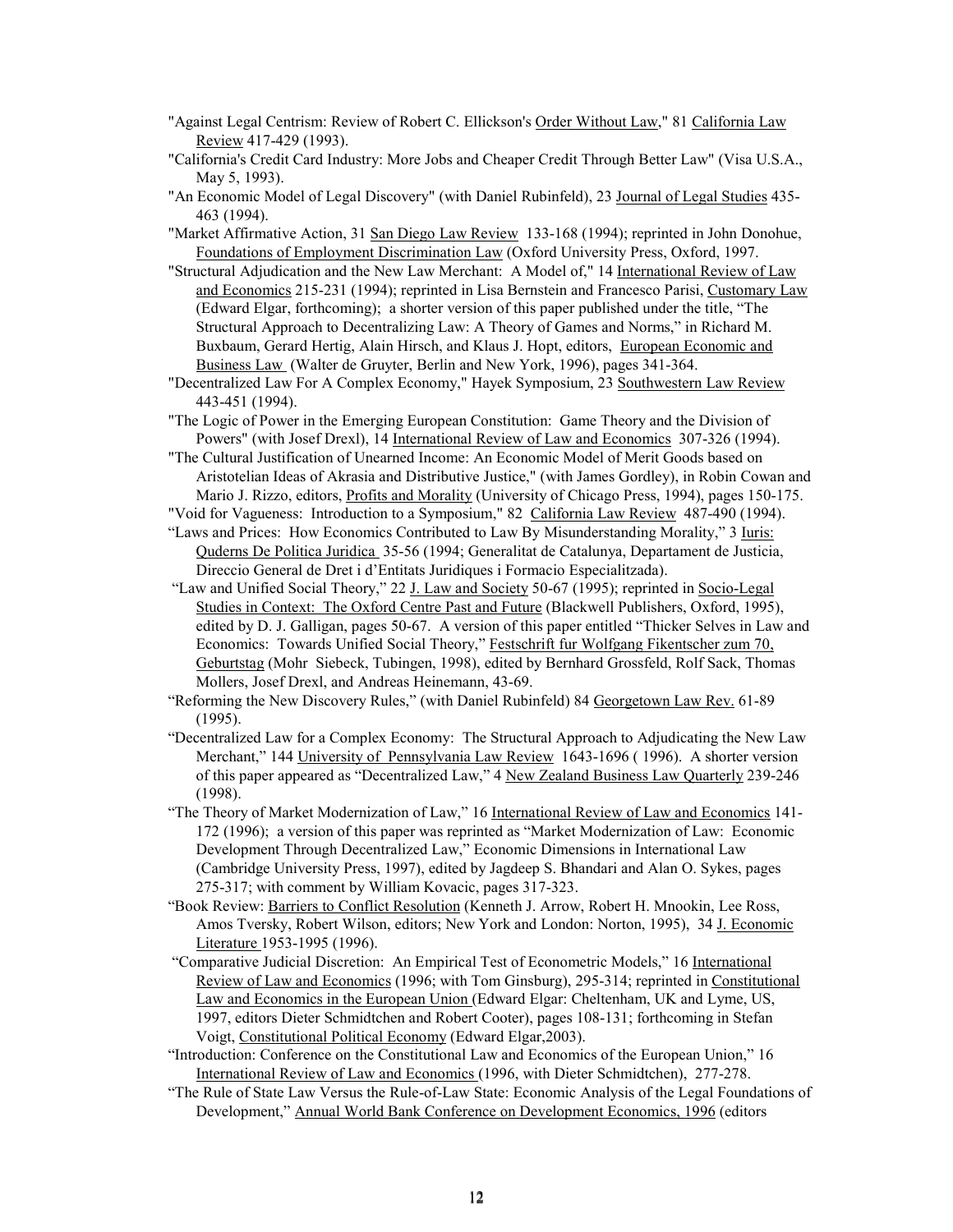"Against Legal Centrism: Review of Robert C. Ellickson's Order Without Law," 81 California Law Review 417-429 (1993).

"California's Credit Card Industry: More Jobs and Cheaper Credit Through Better Law" (Visa U.S.A., May 5, 1993).

"An Economic Model of Legal Discovery" (with Daniel Rubinfeld), 23 Journal of Legal Studies 435-463 (1994).

"Market Affirmative Action, 31 San Diego Law Review 133-168 (1994); reprinted in John Donohue, Foundations of Employment Discrimination Law (Oxford University Press, Oxford, 1997.

"Structural Adjudication and the New Law Merchant: A Model of," 14 International Review of Law and Economics 215-231 (1994); reprinted in Lisa Bernstein and Francesco Parisi, Customary Law (Edward Elgar, forthcoming); a shorter version of this paper published under the title, "The Structural Approach to Decentralizing Law: A Theory of Games and Norms," in Richard M. Buxbaum, Gerard Hertig, Alain Hirsch, and Klaus J. Hopt, editors, European Economic and Business Law (Walter de Gruyter, Berlin and New York, 1996), pages 341-364.

"Decentralized Law For A Complex Economy," Hayek Symposium, 23 Southwestern Law Review 443-451 (1994).

"The Logic of Power in the Emerging European Constitution: Game Theory and the Division of Powers" (with Josef Drexl), 14 International Review of Law and Economics 307-326 (1994).

"The Cultural Justification of Unearned Income: An Economic Model of Merit Goods based on Aristotelian Ideas of Akrasia and Distributive Justice," (with James Gordley), in Robin Cowan and Mario J. Rizzo, editors, Profits and Morality (University of Chicago Press, 1994), pages 150-175.

"Void for Vagueness: Introduction to a Symposium," 82 California Law Review 487-490 (1994).

"Laws and Prices: How Economics Contributed to Law By Misunderstanding Morality," 3 Iuris: Quderns De Politica Juridica 35-56 (1994; Generalitat de Catalunya, Departament de Justicia, Direccio General de Dret i d'Entitats Juridiques i Formacio Especialitzada).

"Law and Unified Social Theory," 22 J. Law and Society 50-67 (1995); reprinted in Socio-Legal Studies in Context: The Oxford Centre Past and Future (Blackwell Publishers, Oxford, 1995), edited by D. J. Galligan, pages 50-67. A version of this paper entitled "Thicker Selves in Law and Economics: Towards Unified Social Theory," Festschrift fur Wolfgang Fikentscher zum 70, Geburtstag (Mohr Siebeck, Tubingen, 1998), edited by Bernhard Grossfeld, Rolf Sack, Thomas Mollers, Josef Drexl, and Andreas Heinemann, 43-69.

"Reforming the New Discovery Rules," (with Daniel Rubinfeld) 84 Georgetown Law Rev. 61-89 (1995).

"Decentralized Law for a Complex Economy: The Structural Approach to Adjudicating the New Law Merchant," 144 University of Pennsylvania Law Review 1643-1696 ( 1996). A shorter version of this paper appeared as "Decentralized Law," 4 New Zealand Business Law Quarterly 239-246 (1998).

"The Theory of Market Modernization of Law," 16 International Review of Law and Economics 141-172 (1996); a version of this paper was reprinted as "Market Modernization of Law: Economic Development Through Decentralized Law," Economic Dimensions in International Law (Cambridge University Press, 1997), edited by Jagdeep S. Bhandari and Alan O. Sykes, pages 275-317; with comment by William Kovacic, pages 317-323.

"Book Review: Barriers to Conflict Resolution (Kenneth J. Arrow, Robert H. Mnookin, Lee Ross, Amos Tversky, Robert Wilson, editors; New York and London: Norton, 1995), 34 J. Economic Literature 1953-1995 (1996).

"Comparative Judicial Discretion: An Empirical Test of Econometric Models," 16 International Review of Law and Economics (1996; with Tom Ginsburg), 295-314; reprinted in Constitutional Law and Economics in the European Union (Edward Elgar: Cheltenham, UK and Lyme, US, 1997, editors Dieter Schmidtchen and Robert Cooter), pages 108-131; forthcoming in Stefan Voigt, Constitutional Political Economy (Edward Elgar,2003).

"Introduction: Conference on the Constitutional Law and Economics of the European Union," 16 International Review of Law and Economics (1996, with Dieter Schmidtchen), 277-278.

"The Rule of State Law Versus the Rule-of-Law State: Economic Analysis of the Legal Foundations of Development," Annual World Bank Conference on Development Economics, 1996 (editors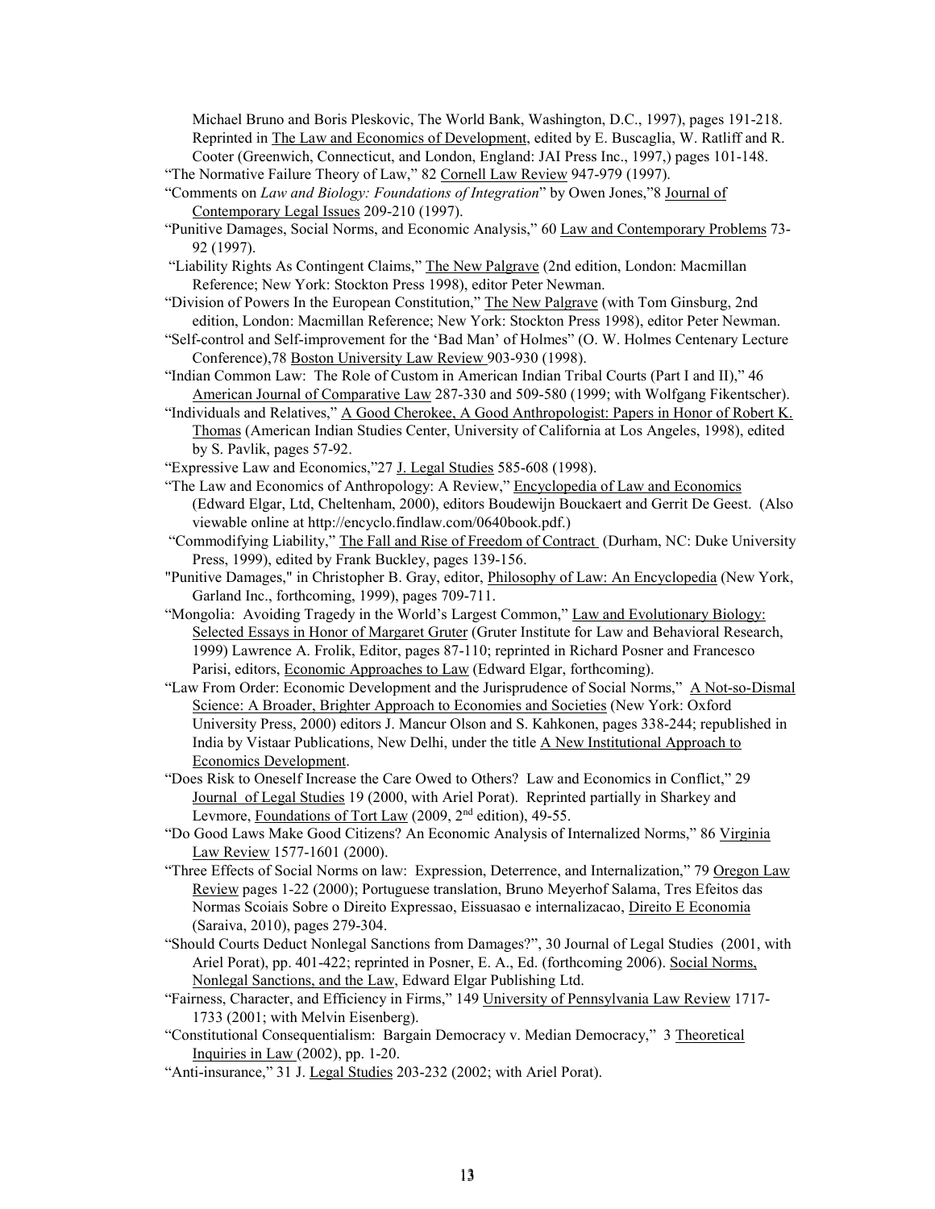Michael Bruno and Boris Pleskovic, The World Bank, Washington, D.C., 1997), pages 191-218. Reprinted in The Law and Economics of Development, edited by E. Buscaglia, W. Ratliff and R. Cooter (Greenwich, Connecticut, and London, England: JAI Press Inc., 1997,) pages 101-148.

"The Normative Failure Theory of Law," 82 Cornell Law Review 947-979 (1997).

"Comments on *Law and Biology: Foundations of Integration*" by Owen Jones,"8 Journal of Contemporary Legal Issues 209-210 (1997).

"Punitive Damages, Social Norms, and Economic Analysis," 60 Law and Contemporary Problems 73-92 (1997).

"Liability Rights As Contingent Claims," The New Palgrave (2nd edition, London: Macmillan Reference; New York: Stockton Press 1998), editor Peter Newman.

"Division of Powers In the European Constitution," The New Palgrave (with Tom Ginsburg, 2nd edition, London: Macmillan Reference; New York: Stockton Press 1998), editor Peter Newman.

"Self-control and Self-improvement for the 'Bad Man' of Holmes" (O. W. Holmes Centenary Lecture Conference),78 Boston University Law Review 903-930 (1998).

"Indian Common Law: The Role of Custom in American Indian Tribal Courts (Part I and II)," 46 American Journal of Comparative Law 287-330 and 509-580 (1999; with Wolfgang Fikentscher).

"Individuals and Relatives," A Good Cherokee, A Good Anthropologist: Papers in Honor of Robert K. Thomas (American Indian Studies Center, University of California at Los Angeles, 1998), edited by S. Pavlik, pages 57-92.

"Expressive Law and Economics,"27 J. Legal Studies 585-608 (1998).

"The Law and Economics of Anthropology: A Review," Encyclopedia of Law and Economics (Edward Elgar, Ltd, Cheltenham, 2000), editors Boudewijn Bouckaert and Gerrit De Geest. (Also viewable online at http://encyclo.findlaw.com/0640book.pdf.)

"Commodifying Liability," The Fall and Rise of Freedom of Contract (Durham, NC: Duke University Press, 1999), edited by Frank Buckley, pages 139-156.

"Punitive Damages," in Christopher B. Gray, editor, Philosophy of Law: An Encyclopedia (New York, Garland Inc., forthcoming, 1999), pages 709-711.

"Mongolia: Avoiding Tragedy in the World's Largest Common," Law and Evolutionary Biology: Selected Essays in Honor of Margaret Gruter (Gruter Institute for Law and Behavioral Research, 1999) Lawrence A. Frolik, Editor, pages 87-110; reprinted in Richard Posner and Francesco Parisi, editors, Economic Approaches to Law (Edward Elgar, forthcoming).

"Law From Order: Economic Development and the Jurisprudence of Social Norms," A Not-so-Dismal Science: A Broader, Brighter Approach to Economies and Societies (New York: Oxford University Press, 2000) editors J. Mancur Olson and S. Kahkonen, pages 338-244; republished in India by Vistaar Publications, New Delhi, under the title A New Institutional Approach to Economics Development.

"Does Risk to Oneself Increase the Care Owed to Others? Law and Economics in Conflict," 29 Journal of Legal Studies 19 (2000, with Ariel Porat). Reprinted partially in Sharkey and Levmore, Foundations of Tort Law (2009, 2nd edition), 49-55.

"Do Good Laws Make Good Citizens? An Economic Analysis of Internalized Norms," 86 Virginia Law Review 1577-1601 (2000).

"Three Effects of Social Norms on law: Expression, Deterrence, and Internalization," 79 Oregon Law Review pages 1-22 (2000); Portuguese translation, Bruno Meyerhof Salama, Tres Efeitos das Normas Scoiais Sobre o Direito Expressao, Eissuasao e internalizacao, Direito E Economia (Saraiva, 2010), pages 279-304.

"Should Courts Deduct Nonlegal Sanctions from Damages?", 30 Journal of Legal Studies (2001, with Ariel Porat), pp. 401-422; reprinted in Posner, E. A., Ed. (forthcoming 2006). Social Norms, Nonlegal Sanctions, and the Law, Edward Elgar Publishing Ltd.

"Fairness, Character, and Efficiency in Firms," 149 University of Pennsylvania Law Review 1717-1733 (2001; with Melvin Eisenberg).

"Constitutional Consequentialism: Bargain Democracy v. Median Democracy," 3 Theoretical Inquiries in Law (2002), pp. 1-20.

"Anti-insurance," 31 J. Legal Studies 203-232 (2002; with Ariel Porat).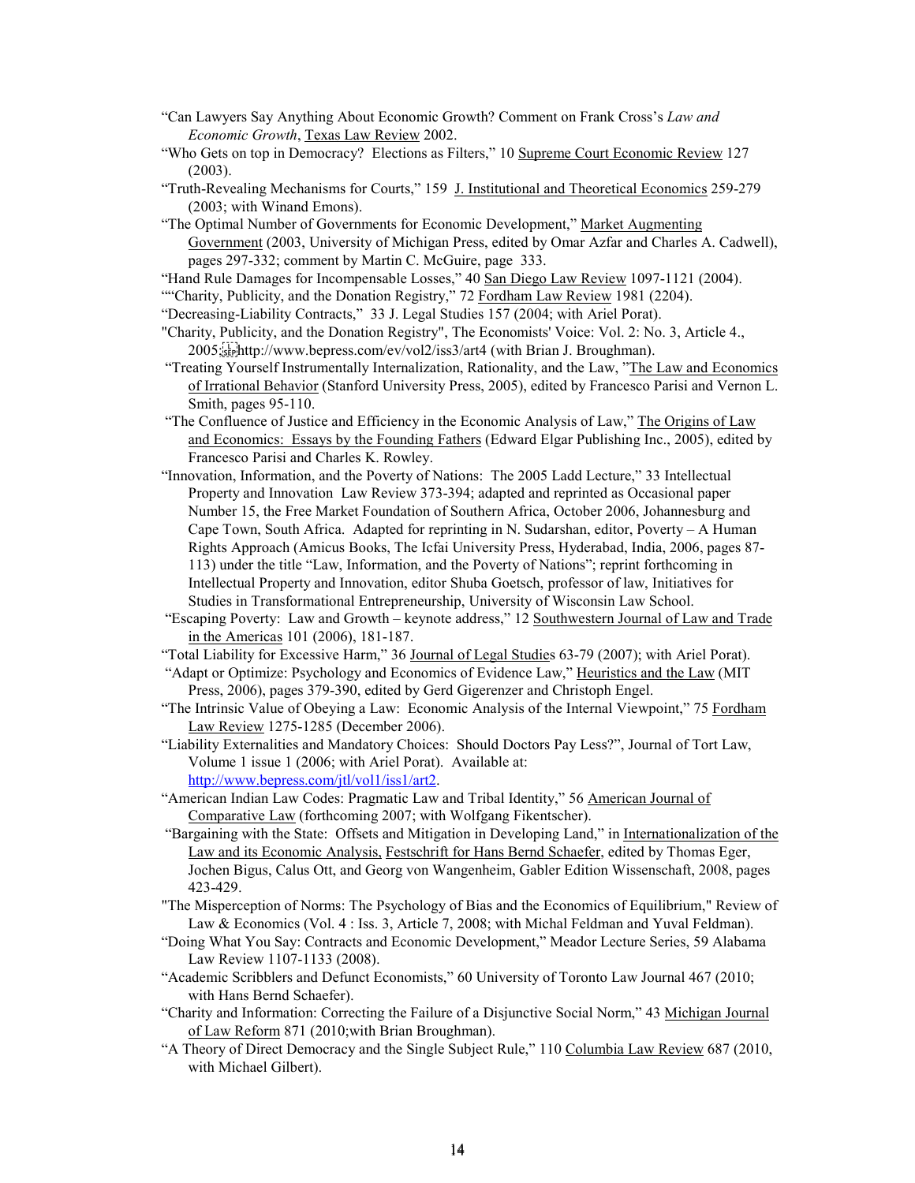"Can Lawyers Say Anything About Economic Growth? Comment on Frank Cross's *Law and Economic Growth*, Texas Law Review 2002.

"Who Gets on top in Democracy? Elections as Filters," 10 Supreme Court Economic Review 127 (2003).

"Truth-Revealing Mechanisms for Courts," 159 J. Institutional and Theoretical Economics 259-279 (2003; with Winand Emons).

"The Optimal Number of Governments for Economic Development," Market Augmenting Government (2003, University of Michigan Press, edited by Omar Azfar and Charles A. Cadwell), pages 297-332; comment by Martin C. McGuire, page 333.

"Hand Rule Damages for Incompensable Losses," 40 San Diego Law Review 1097-1121 (2004).

""Charity, Publicity, and the Donation Registry," 72 Fordham Law Review 1981 (2204).

"Decreasing-Liability Contracts," 33 J. Legal Studies 157 (2004; with Ariel Porat).

"Charity, Publicity, and the Donation Registry", The Economists' Voice: Vol. 2: No. 3, Article 4., 2005; http://www.bepress.com/ev/vol2/iss3/art4 (with Brian J. Broughman).

"Treating Yourself Instrumentally Internalization, Rationality, and the Law, "The Law and Economics of Irrational Behavior (Stanford University Press, 2005), edited by Francesco Parisi and Vernon L. Smith, pages 95-110.

"The Confluence of Justice and Efficiency in the Economic Analysis of Law," The Origins of Law and Economics: Essays by the Founding Fathers (Edward Elgar Publishing Inc., 2005), edited by Francesco Parisi and Charles K. Rowley.

"Innovation, Information, and the Poverty of Nations: The 2005 Ladd Lecture," 33 Intellectual Property and Innovation Law Review 373-394; adapted and reprinted as Occasional paper Number 15, the Free Market Foundation of Southern Africa, October 2006, Johannesburg and Cape Town, South Africa. Adapted for reprinting in N. Sudarshan, editor, Poverty – A Human Rights Approach (Amicus Books, The Icfai University Press, Hyderabad, India, 2006, pages 87-113) under the title "Law, Information, and the Poverty of Nations"; reprint forthcoming in Intellectual Property and Innovation, editor Shuba Goetsch, professor of law, Initiatives for Studies in Transformational Entrepreneurship, University of Wisconsin Law School.

"Escaping Poverty: Law and Growth – keynote address," 12 Southwestern Journal of Law and Trade in the Americas 101 (2006), 181-187.

"Total Liability for Excessive Harm," 36 Journal of Legal Studies 63-79 (2007); with Ariel Porat).

"Adapt or Optimize: Psychology and Economics of Evidence Law," Heuristics and the Law (MIT Press, 2006), pages 379-390, edited by Gerd Gigerenzer and Christoph Engel.

"The Intrinsic Value of Obeying a Law: Economic Analysis of the Internal Viewpoint," 75 Fordham Law Review 1275-1285 (December 2006).

"Liability Externalities and Mandatory Choices: Should Doctors Pay Less?", Journal of Tort Law, Volume 1 issue 1 (2006; with Ariel Porat). Available at: http://www.bepress.com/jtl/vol1/iss1/art2.

"American Indian Law Codes: Pragmatic Law and Tribal Identity," 56 American Journal of Comparative Law (forthcoming 2007; with Wolfgang Fikentscher).

"Bargaining with the State: Offsets and Mitigation in Developing Land," in Internationalization of the Law and its Economic Analysis, Festschrift for Hans Bernd Schaefer, edited by Thomas Eger, Jochen Bigus, Calus Ott, and Georg von Wangenheim, Gabler Edition Wissenschaft, 2008, pages 423-429.

"The Misperception of Norms: The Psychology of Bias and the Economics of Equilibrium," Review of Law & Economics (Vol. 4 : Iss. 3, Article 7, 2008; with Michal Feldman and Yuval Feldman).

"Doing What You Say: Contracts and Economic Development," Meador Lecture Series, 59 Alabama Law Review 1107-1133 (2008).

"Academic Scribblers and Defunct Economists," 60 University of Toronto Law Journal 467 (2010; with Hans Bernd Schaefer).

"Charity and Information: Correcting the Failure of a Disjunctive Social Norm," 43 Michigan Journal of Law Reform 871 (2010;with Brian Broughman).

"A Theory of Direct Democracy and the Single Subject Rule," 110 Columbia Law Review 687 (2010, with Michael Gilbert).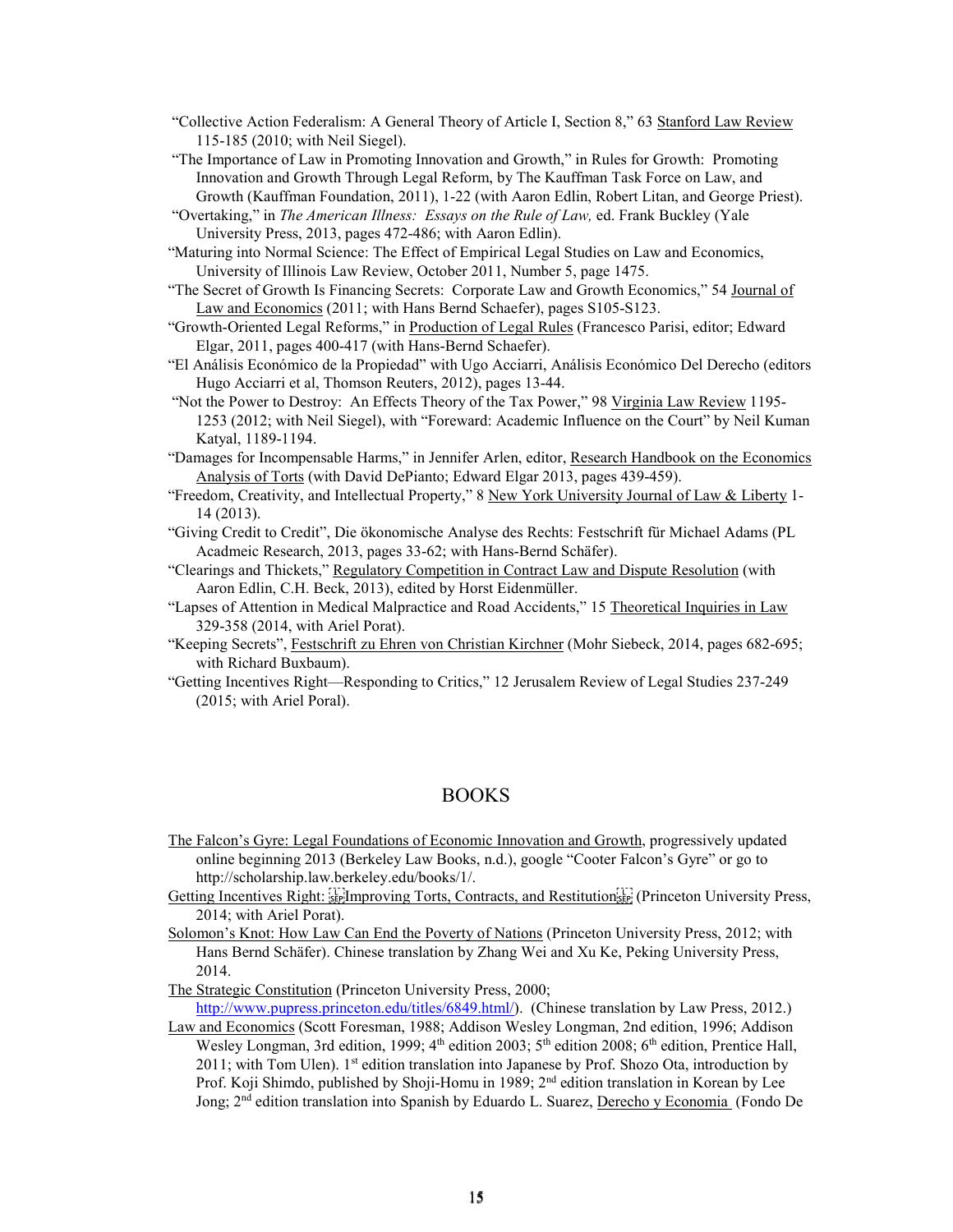"Collective Action Federalism: A General Theory of Article I, Section 8," 63 Stanford Law Review 115-185 (2010; with Neil Siegel).

"The Importance of Law in Promoting Innovation and Growth," in Rules for Growth: Promoting Innovation and Growth Through Legal Reform, by The Kauffman Task Force on Law, and Growth (Kauffman Foundation, 2011), 1-22 (with Aaron Edlin, Robert Litan, and George Priest).

"Overtaking," in *The American Illness: Essays on the Rule of Law,* ed. Frank Buckley (Yale University Press, 2013, pages 472-486; with Aaron Edlin).

"Maturing into Normal Science: The Effect of Empirical Legal Studies on Law and Economics, University of Illinois Law Review, October 2011, Number 5, page 1475.

"The Secret of Growth Is Financing Secrets: Corporate Law and Growth Economics," 54 Journal of Law and Economics (2011; with Hans Bernd Schaefer), pages S105-S123.

"Growth-Oriented Legal Reforms," in Production of Legal Rules (Francesco Parisi, editor; Edward Elgar, 2011, pages 400-417 (with Hans-Bernd Schaefer).

"El Análisis Económico de la Propiedad" with Ugo Acciarri, Análisis Económico Del Derecho (editors Hugo Acciarri et al, Thomson Reuters, 2012), pages 13-44.

"Not the Power to Destroy: An Effects Theory of the Tax Power," 98 Virginia Law Review 1195-1253 (2012; with Neil Siegel), with "Foreward: Academic Influence on the Court" by Neil Kuman Katyal, 1189-1194.

"Damages for Incompensable Harms," in Jennifer Arlen, editor, Research Handbook on the Economics Analysis of Torts (with David DePianto; Edward Elgar 2013, pages 439-459).

"Freedom, Creativity, and Intellectual Property," 8 New York University Journal of Law & Liberty 1-14 (2013).

"Giving Credit to Credit", Die ökonomische Analyse des Rechts: Festschrift für Michael Adams (PL Acadmeic Research, 2013, pages 33-62; with Hans-Bernd Schäfer).

"Clearings and Thickets," Regulatory Competition in Contract Law and Dispute Resolution (with Aaron Edlin, C.H. Beck, 2013), edited by Horst Eidenmüller.

"Lapses of Attention in Medical Malpractice and Road Accidents," 15 Theoretical Inquiries in Law 329-358 (2014, with Ariel Porat).

"Keeping Secrets", Festschrift zu Ehren von Christian Kirchner (Mohr Siebeck, 2014, pages 682-695; with Richard Buxbaum).

"Getting Incentives Right—Responding to Critics," 12 Jerusalem Review of Legal Studies 237-249 (2015; with Ariel Poral).

# BOOKS

The Falcon's Gyre: Legal Foundations of Economic Innovation and Growth, progressively updated online beginning 2013 (Berkeley Law Books, n.d.), google "Cooter Falcon's Gyre" or go to http://scholarship.law.berkeley.edu/books/1/.

Getting Incentives Right: Improving Torts, Contracts, and Restitution (Princeton University Press, 2014; with Ariel Porat).

Solomon's Knot: How Law Can End the Poverty of Nations (Princeton University Press, 2012; with Hans Bernd Schäfer). Chinese translation by Zhang Wei and Xu Ke, Peking University Press, 2014.

The Strategic Constitution (Princeton University Press, 2000; http://www.pupress.princeton.edu/titles/6849.html/). (Chinese translation by Law Press, 2012.)

Law and Economics (Scott Foresman, 1988; Addison Wesley Longman, 2nd edition, 1996; Addison Wesley Longman, 3rd edition, 1999; 4th edition 2003; 5th edition 2008; 6th edition, Prentice Hall, 2011; with Tom Ulen). 1st edition translation into Japanese by Prof. Shozo Ota, introduction by Prof. Koji Shimdo, published by Shoji-Homu in 1989; 2nd edition translation in Korean by Lee Jong; 2nd edition translation into Spanish by Eduardo L. Suarez, Derecho y Economia (Fondo De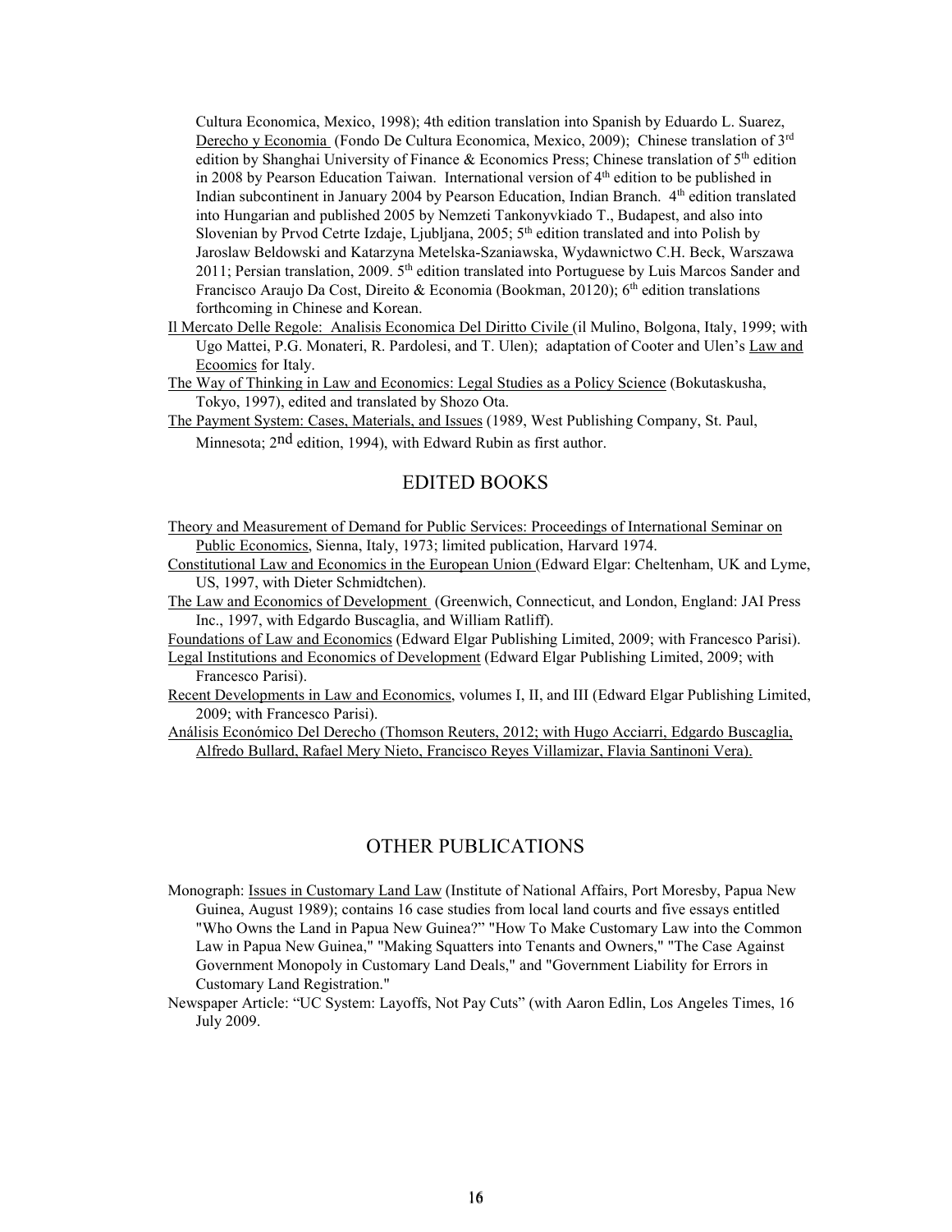Cultura Economica, Mexico, 1998); 4th edition translation into Spanish by Eduardo L. Suarez, Derecho y Economia (Fondo De Cultura Economica, Mexico, 2009); Chinese translation of 3rd edition by Shanghai University of Finance & Economics Press; Chinese translation of 5th edition in 2008 by Pearson Education Taiwan. International version of 4th edition to be published in Indian subcontinent in January 2004 by Pearson Education, Indian Branch. 4th edition translated into Hungarian and published 2005 by Nemzeti Tankonyvkiado T., Budapest, and also into Slovenian by Prvod Cetrte Izdaje, Ljubljana, 2005; 5th edition translated and into Polish by Jaroslaw Beldowski and Katarzyna Metelska-Szaniawska, Wydawnictwo C.H. Beck, Warszawa 2011; Persian translation, 2009. 5th edition translated into Portuguese by Luis Marcos Sander and Francisco Araujo Da Cost, Direito & Economia (Bookman, 20120); 6th edition translations forthcoming in Chinese and Korean.

Il Mercato Delle Regole: Analisis Economica Del Diritto Civile (il Mulino, Bolgona, Italy, 1999; with Ugo Mattei, P.G. Monateri, R. Pardolesi, and T. Ulen); adaptation of Cooter and Ulen's Law and Ecoomics for Italy.

The Way of Thinking in Law and Economics: Legal Studies as a Policy Science (Bokutaskusha, Tokyo, 1997), edited and translated by Shozo Ota.

The Payment System: Cases, Materials, and Issues (1989, West Publishing Company, St. Paul, Minnesota; 2nd edition, 1994), with Edward Rubin as first author.

## EDITED BOOKS

Theory and Measurement of Demand for Public Services: Proceedings of International Seminar on Public Economics, Sienna, Italy, 1973; limited publication, Harvard 1974.

Constitutional Law and Economics in the European Union (Edward Elgar: Cheltenham, UK and Lyme, US, 1997, with Dieter Schmidtchen).

The Law and Economics of Development (Greenwich, Connecticut, and London, England: JAI Press Inc., 1997, with Edgardo Buscaglia, and William Ratliff).

Foundations of Law and Economics (Edward Elgar Publishing Limited, 2009; with Francesco Parisi).

Legal Institutions and Economics of Development (Edward Elgar Publishing Limited, 2009; with Francesco Parisi).

Recent Developments in Law and Economics, volumes I, II, and III (Edward Elgar Publishing Limited, 2009; with Francesco Parisi).

Análisis Económico Del Derecho (Thomson Reuters, 2012; with Hugo Acciarri, Edgardo Buscaglia, Alfredo Bullard, Rafael Mery Nieto, Francisco Reyes Villamizar, Flavia Santinoni Vera).

## OTHER PUBLICATIONS

Monograph: Issues in Customary Land Law (Institute of National Affairs, Port Moresby, Papua New Guinea, August 1989); contains 16 case studies from local land courts and five essays entitled "Who Owns the Land in Papua New Guinea?" "How To Make Customary Law into the Common Law in Papua New Guinea," "Making Squatters into Tenants and Owners," "The Case Against Government Monopoly in Customary Land Deals," and "Government Liability for Errors in Customary Land Registration."

Newspaper Article: "UC System: Layoffs, Not Pay Cuts" (with Aaron Edlin, Los Angeles Times, 16 July 2009.